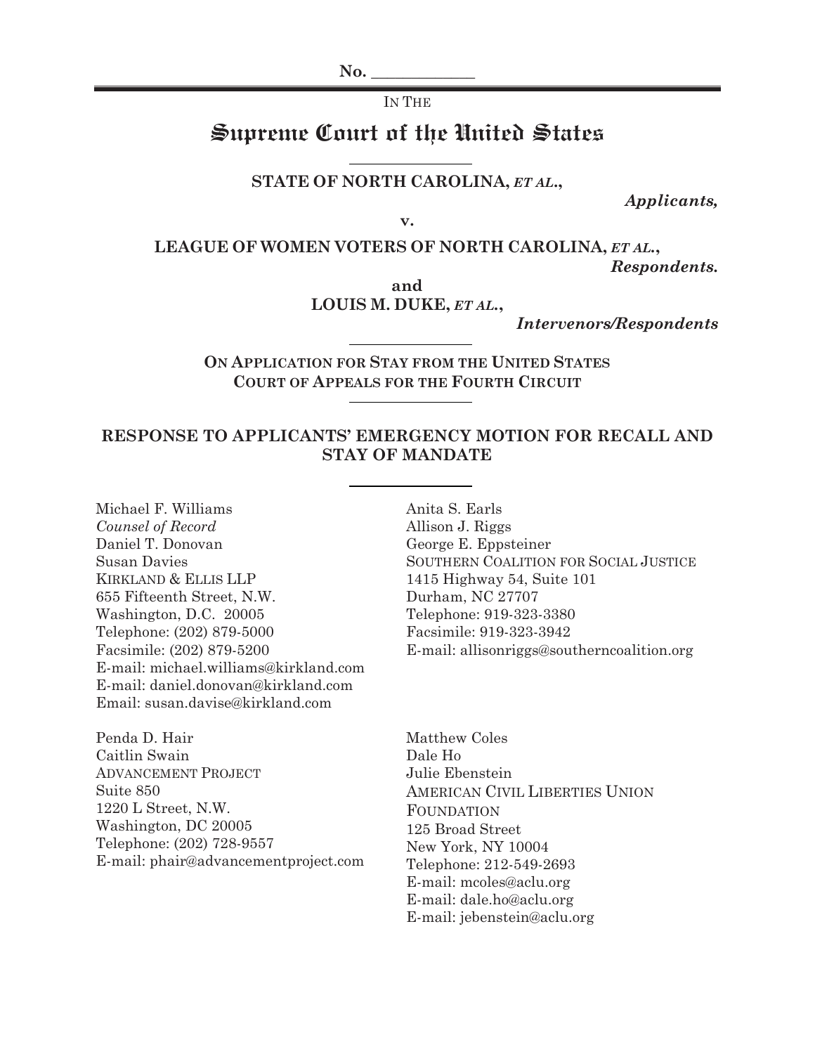No. \_\_\_\_\_\_\_\_\_\_\_\_\_

IN THE

# Supreme Court of the United States

---

**STATE OF NORTH CAROLINA, *ET AL.*,**

***Applicants,***

**v.**

**LEAGUE OF WOMEN VOTERS OF NORTH CAROLINA, *ET AL.*,**

***Respondents.***

**and**

**LOUIS M. DUKE, *ET AL.*,**

***Intervenors/Respondents***

---

**ON APPLICATION FOR STAY FROM THE UNITED STATES COURT OF APPEALS FOR THE FOURTH CIRCUIT**

---

## RESPONSE TO APPLICANTS' EMERGENCY MOTION FOR RECALL AND STAY OF MANDATE

---

Michael F. Williams
*Counsel of Record*
Daniel T. Donovan
Susan Davies
KIRKLAND & ELLIS LLP
655 Fifteenth Street, N.W.
Washington, D.C. 20005
Telephone: (202) 879-5000
Facsimile: (202) 879-5200
E-mail: michael.williams@kirkland.com
E-mail: daniel.donovan@kirkland.com
Email: susan.davise@kirkland.com

Anita S. Earls
Allison J. Riggs
George E. Eppsteiner
SOUTHERN COALITION FOR SOCIAL JUSTICE
1415 Highway 54, Suite 101
Durham, NC 27707
Telephone: 919-323-3380
Facsimile: 919-323-3942
E-mail: allisonriggs@southerncoalition.org

Penda D. Hair
Caitlin Swain
ADVANCEMENT PROJECT
Suite 850
1220 L Street, N.W.
Washington, DC 20005
Telephone: (202) 728-9557
E-mail: phair@advancementproject.com

Matthew Coles
Dale Ho
Julie Ebenstein
AMERICAN CIVIL LIBERTIES UNION FOUNDATION
125 Broad Street
New York, NY 10004
Telephone: 212-549-2693
E-mail: mcoles@aclu.org
E-mail: dale.ho@aclu.org
E-mail: jebenstein@aclu.org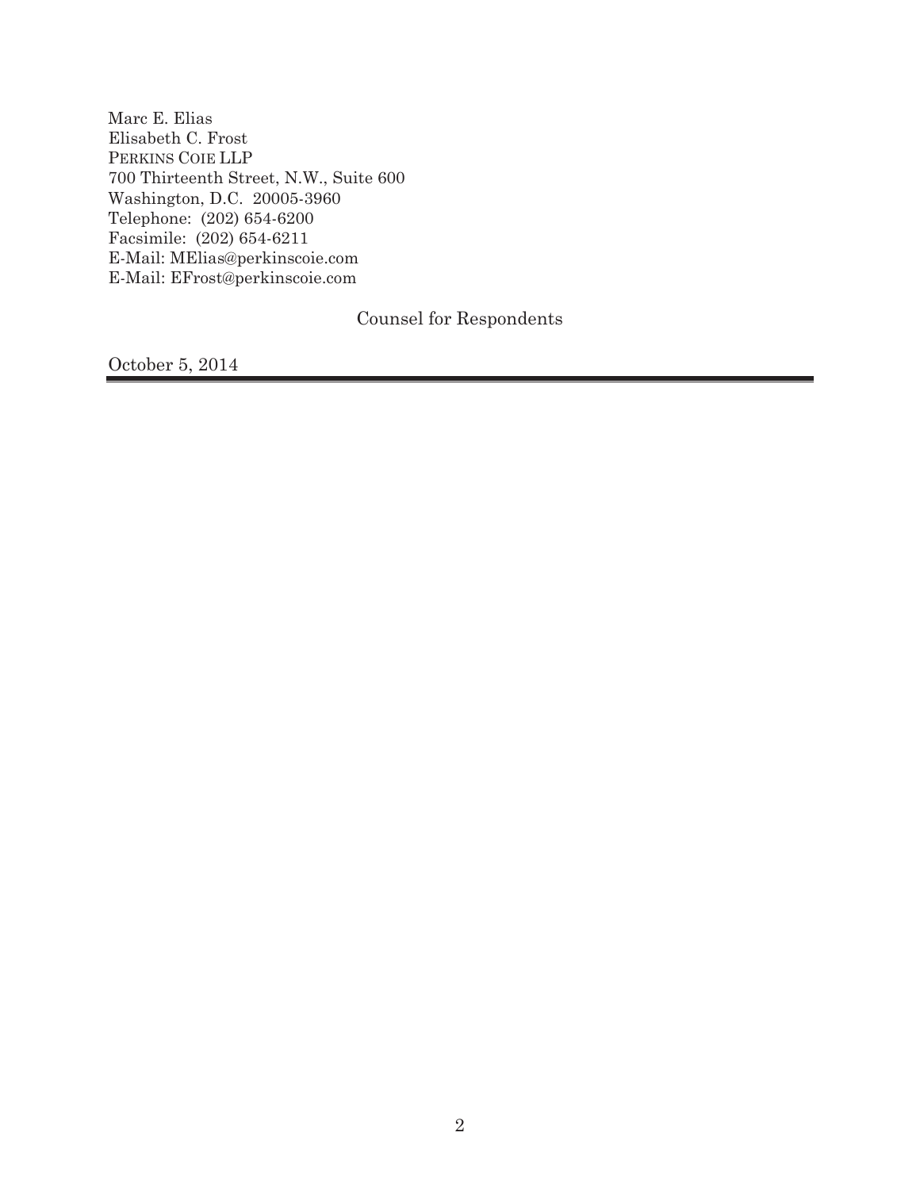Marc E. Elias
Elisabeth C. Frost
PERKINS COIE LLP
700 Thirteenth Street, N.W., Suite 600
Washington, D.C. 20005-3960
Telephone: (202) 654-6200
Facsimile: (202) 654-6211
E-Mail: MElias@perkinscoie.com
E-Mail: EFrost@perkinscoie.com

Counsel for Respondents

October 5, 2014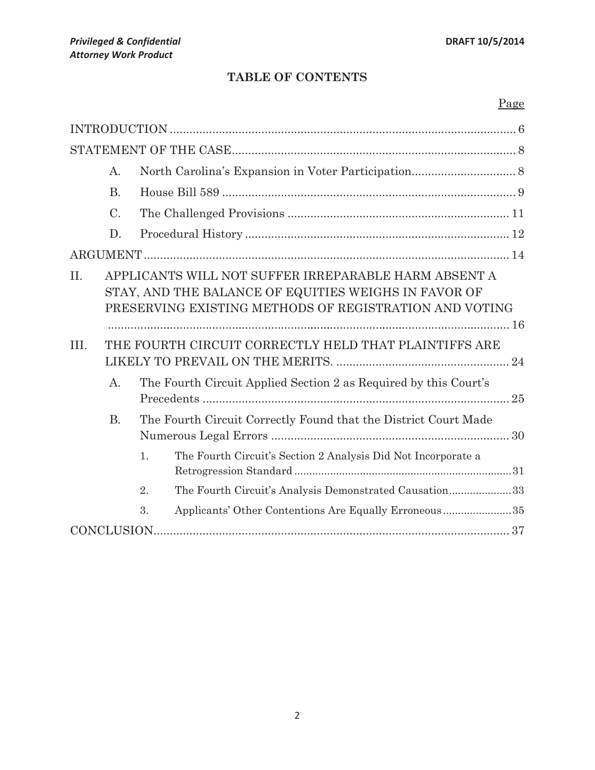*Privileged & Confidential*
*Attorney Work Product*

DRAFT 10/5/2014

## TABLE OF CONTENTS

Page

INTRODUCTION .......... 6

STATEMENT OF THE CASE .......... 8

- A. North Carolina's Expansion in Voter Participation .......... 8
- B. House Bill 589 .......... 9
- C. The Challenged Provisions .......... 11
- D. Procedural History .......... 12

ARGUMENT .......... 14

II. APPLICANTS WILL NOT SUFFER IRREPARABLE HARM ABSENT A STAY, AND THE BALANCE OF EQUITIES WEIGHS IN FAVOR OF PRESERVING EXISTING METHODS OF REGISTRATION AND VOTING .......... 16

III. THE FOURTH CIRCUIT CORRECTLY HELD THAT PLAINTIFFS ARE LIKELY TO PREVAIL ON THE MERITS. .......... 24

- A. The Fourth Circuit Applied Section 2 as Required by this Court's Precedents .......... 25
- B. The Fourth Circuit Correctly Found that the District Court Made Numerous Legal Errors .......... 30
  1. The Fourth Circuit's Section 2 Analysis Did Not Incorporate a Retrogression Standard .......... 31
  2. The Fourth Circuit's Analysis Demonstrated Causation .......... 33
  3. Applicants' Other Contentions Are Equally Erroneous .......... 35

CONCLUSION .......... 37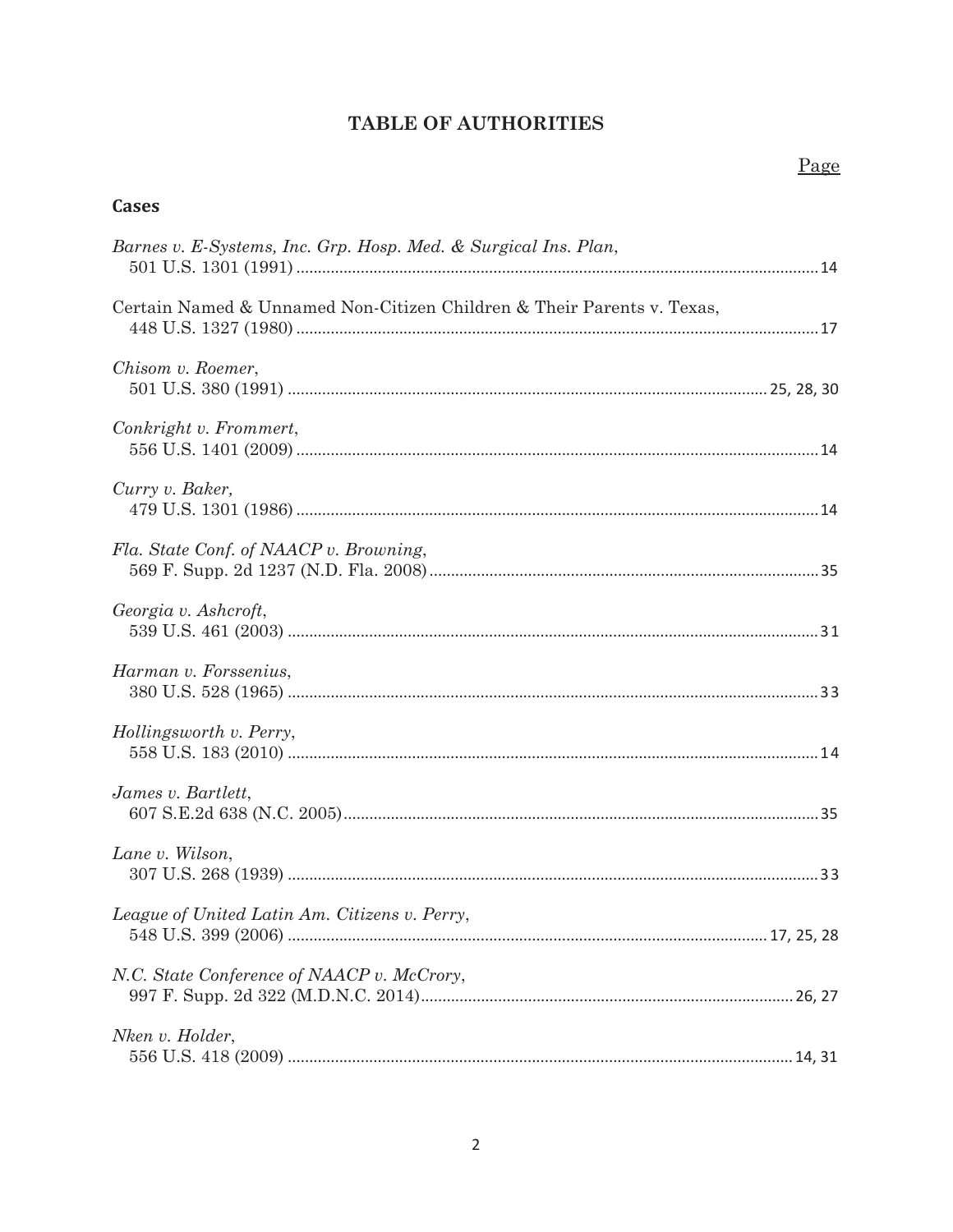# TABLE OF AUTHORITIES

Page

## Cases

*Barnes v. E-Systems, Inc. Grp. Hosp. Med. & Surgical Ins. Plan*,
501 U.S. 1301 (1991) .......... 14

Certain Named & Unnamed Non-Citizen Children & Their Parents v. Texas,
448 U.S. 1327 (1980) .......... 17

*Chisom v. Roemer*,
501 U.S. 380 (1991) .......... 25, 28, 30

*Conkright v. Frommert*,
556 U.S. 1401 (2009) .......... 14

*Curry v. Baker*,
479 U.S. 1301 (1986) .......... 14

*Fla. State Conf. of NAACP v. Browning*,
569 F. Supp. 2d 1237 (N.D. Fla. 2008) .......... 35

*Georgia v. Ashcroft*,
539 U.S. 461 (2003) .......... 31

*Harman v. Forssenius*,
380 U.S. 528 (1965) .......... 33

*Hollingsworth v. Perry*,
558 U.S. 183 (2010) .......... 14

*James v. Bartlett*,
607 S.E.2d 638 (N.C. 2005) .......... 35

*Lane v. Wilson*,
307 U.S. 268 (1939) .......... 33

*League of United Latin Am. Citizens v. Perry*,
548 U.S. 399 (2006) .......... 17, 25, 28

*N.C. State Conference of NAACP v. McCrory*,
997 F. Supp. 2d 322 (M.D.N.C. 2014) .......... 26, 27

*Nken v. Holder*,
556 U.S. 418 (2009) .......... 14, 31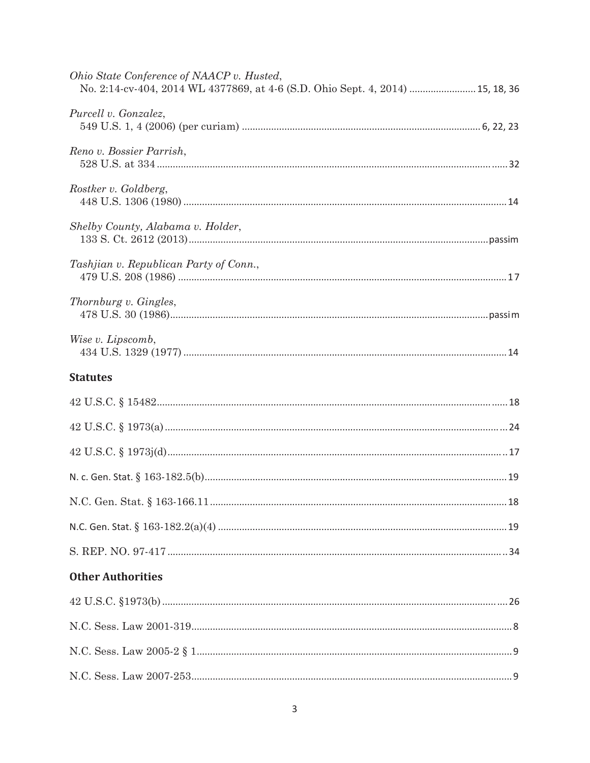*Ohio State Conference of NAACP v. Husted*,
No. 2:14-cv-404, 2014 WL 4377869, at 4-6 (S.D. Ohio Sept. 4, 2014) ........................ 15, 18, 36

*Purcell v. Gonzalez*,
549 U.S. 1, 4 (2006) (per curiam) ........................................................................................ 6, 22, 23

*Reno v. Bossier Parrish*,
528 U.S. at 334 ................................................................................................................................ 32

*Rostker v. Goldberg*,
448 U.S. 1306 (1980) ....................................................................................................................... 14

*Shelby County, Alabama v. Holder*,
133 S. Ct. 2612 (2013) ............................................................................................................ passim

*Tashjian v. Republican Party of Conn.*,
479 U.S. 208 (1986) ......................................................................................................................... 17

*Thornburg v. Gingles*,
478 U.S. 30 (1986) .................................................................................................................. passim

*Wise v. Lipscomb*,
434 U.S. 1329 (1977) ....................................................................................................................... 14

## Statutes

42 U.S.C. § 15482 ............................................................................................................................ 18

42 U.S.C. § 1973(a) ......................................................................................................................... 24

42 U.S.C. § 1973j(d) ........................................................................................................................ 17

N. c. Gen. Stat. § 163-182.5(b) ........................................................................................................ 19

N.C. Gen. Stat. § 163-166.11 ........................................................................................................... 18

N.C. Gen. Stat. § 163-182.2(a)(4) .................................................................................................... 19

S. REP. NO. 97-417 .......................................................................................................................... 34

## Other Authorities

42 U.S.C. §1973(b) .......................................................................................................................... 26

N.C. Sess. Law 2001-319 ................................................................................................................... 8

N.C. Sess. Law 2005-2 § 1 ................................................................................................................. 9

N.C. Sess. Law 2007-253 ................................................................................................................... 9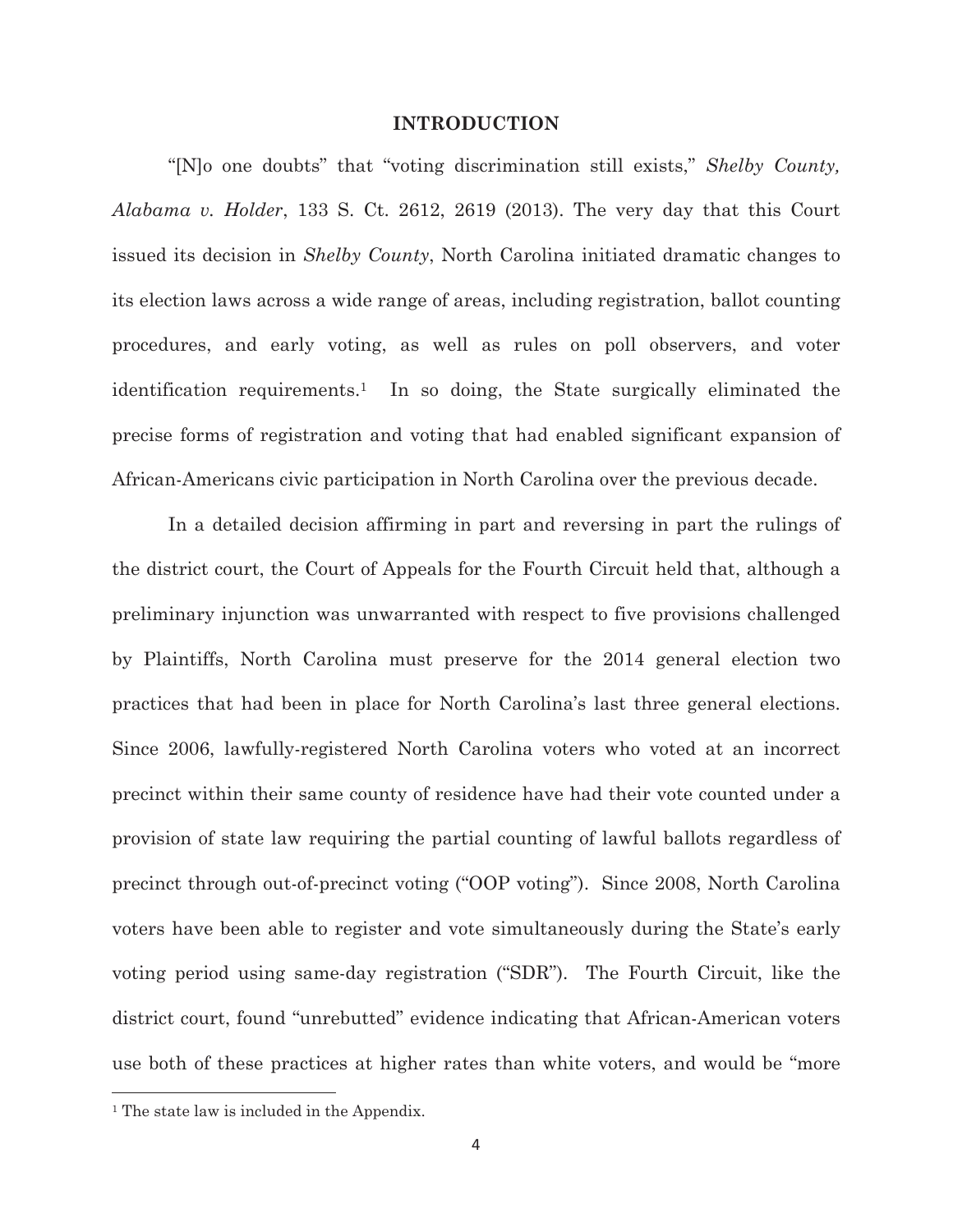## INTRODUCTION

"[N]o one doubts" that "voting discrimination still exists," *Shelby County, Alabama v. Holder*, 133 S. Ct. 2612, 2619 (2013). The very day that this Court issued its decision in *Shelby County*, North Carolina initiated dramatic changes to its election laws across a wide range of areas, including registration, ballot counting procedures, and early voting, as well as rules on poll observers, and voter identification requirements.[1] In so doing, the State surgically eliminated the precise forms of registration and voting that had enabled significant expansion of African-Americans civic participation in North Carolina over the previous decade.

In a detailed decision affirming in part and reversing in part the rulings of the district court, the Court of Appeals for the Fourth Circuit held that, although a preliminary injunction was unwarranted with respect to five provisions challenged by Plaintiffs, North Carolina must preserve for the 2014 general election two practices that had been in place for North Carolina's last three general elections. Since 2006, lawfully-registered North Carolina voters who voted at an incorrect precinct within their same county of residence have had their vote counted under a provision of state law requiring the partial counting of lawful ballots regardless of precinct through out-of-precinct voting ("OOP voting"). Since 2008, North Carolina voters have been able to register and vote simultaneously during the State's early voting period using same-day registration ("SDR"). The Fourth Circuit, like the district court, found "unrebutted" evidence indicating that African-American voters use both of these practices at higher rates than white voters, and would be "more

[1] The state law is included in the Appendix.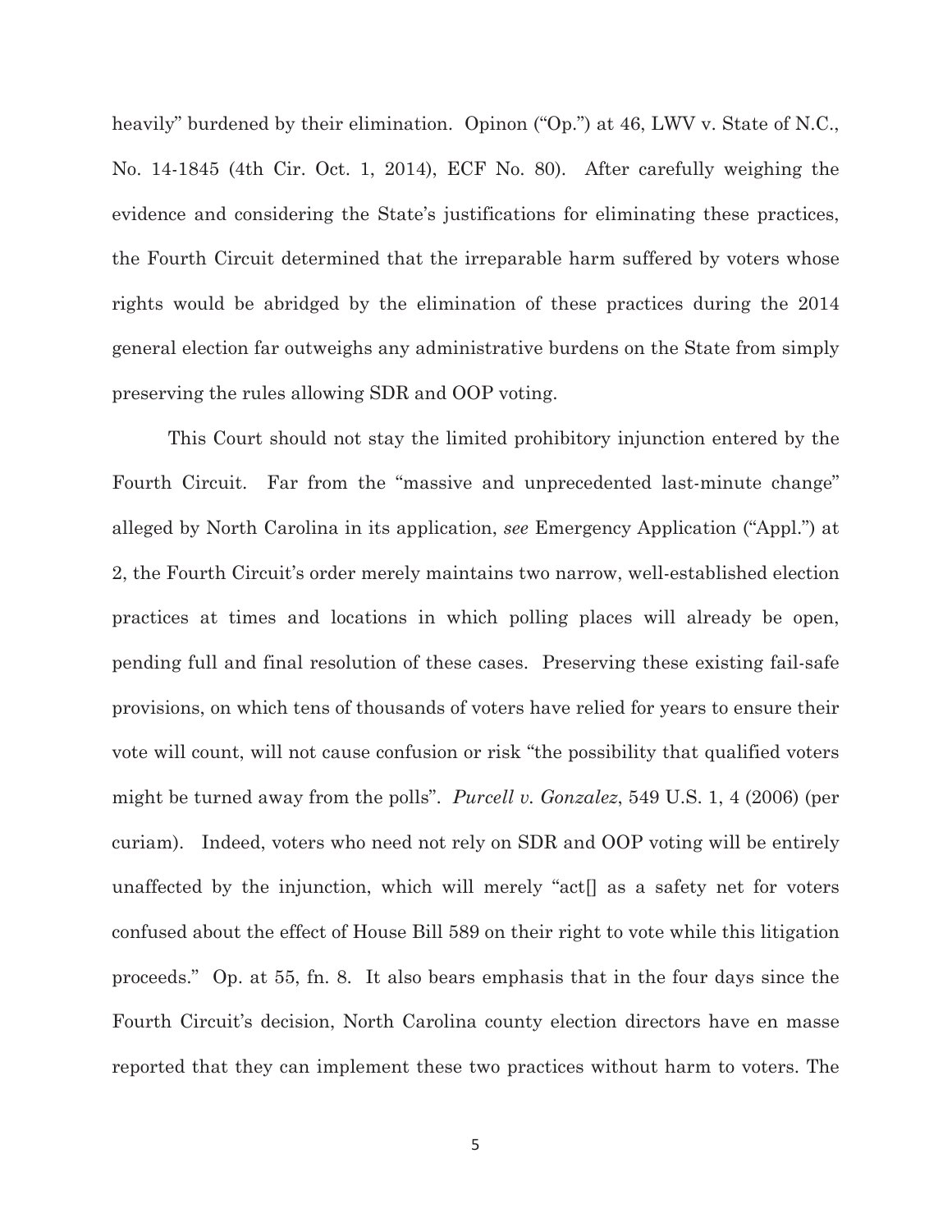heavily" burdened by their elimination. Opinon ("Op.") at 46, LWV v. State of N.C., No. 14-1845 (4th Cir. Oct. 1, 2014), ECF No. 80). After carefully weighing the evidence and considering the State's justifications for eliminating these practices, the Fourth Circuit determined that the irreparable harm suffered by voters whose rights would be abridged by the elimination of these practices during the 2014 general election far outweighs any administrative burdens on the State from simply preserving the rules allowing SDR and OOP voting.

This Court should not stay the limited prohibitory injunction entered by the Fourth Circuit. Far from the "massive and unprecedented last-minute change" alleged by North Carolina in its application, *see* Emergency Application ("Appl.") at 2, the Fourth Circuit's order merely maintains two narrow, well-established election practices at times and locations in which polling places will already be open, pending full and final resolution of these cases. Preserving these existing fail-safe provisions, on which tens of thousands of voters have relied for years to ensure their vote will count, will not cause confusion or risk "the possibility that qualified voters might be turned away from the polls". *Purcell v. Gonzalez*, 549 U.S. 1, 4 (2006) (per curiam). Indeed, voters who need not rely on SDR and OOP voting will be entirely unaffected by the injunction, which will merely "act[] as a safety net for voters confused about the effect of House Bill 589 on their right to vote while this litigation proceeds." Op. at 55, fn. 8. It also bears emphasis that in the four days since the Fourth Circuit's decision, North Carolina county election directors have en masse reported that they can implement these two practices without harm to voters. The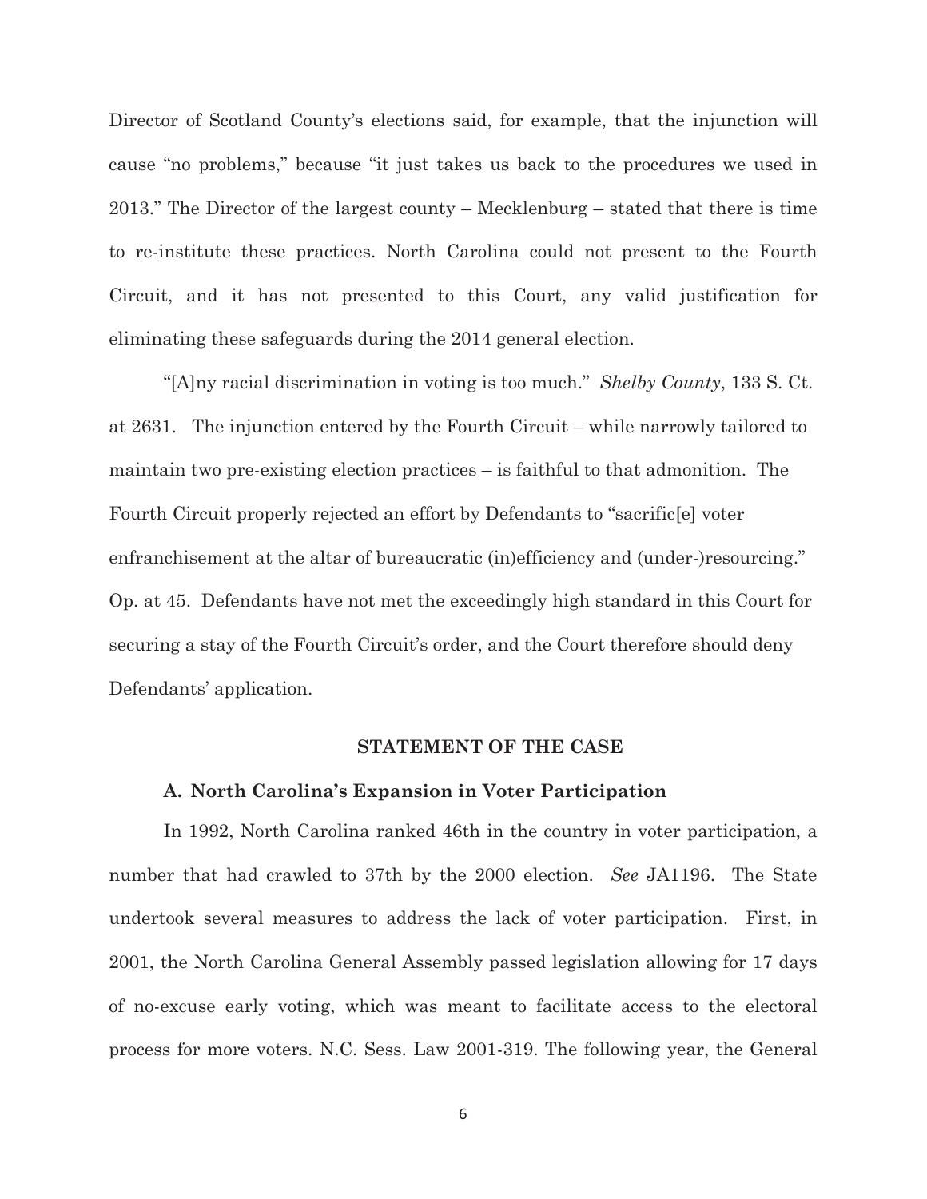Director of Scotland County's elections said, for example, that the injunction will cause "no problems," because "it just takes us back to the procedures we used in 2013." The Director of the largest county – Mecklenburg – stated that there is time to re-institute these practices. North Carolina could not present to the Fourth Circuit, and it has not presented to this Court, any valid justification for eliminating these safeguards during the 2014 general election.

"[A]ny racial discrimination in voting is too much." *Shelby County*, 133 S. Ct. at 2631. The injunction entered by the Fourth Circuit – while narrowly tailored to maintain two pre-existing election practices – is faithful to that admonition. The Fourth Circuit properly rejected an effort by Defendants to "sacrific[e] voter enfranchisement at the altar of bureaucratic (in)efficiency and (under-)resourcing." Op. at 45. Defendants have not met the exceedingly high standard in this Court for securing a stay of the Fourth Circuit's order, and the Court therefore should deny Defendants' application.

## STATEMENT OF THE CASE

### A. North Carolina's Expansion in Voter Participation

In 1992, North Carolina ranked 46th in the country in voter participation, a number that had crawled to 37th by the 2000 election. *See* JA1196. The State undertook several measures to address the lack of voter participation. First, in 2001, the North Carolina General Assembly passed legislation allowing for 17 days of no-excuse early voting, which was meant to facilitate access to the electoral process for more voters. N.C. Sess. Law 2001-319. The following year, the General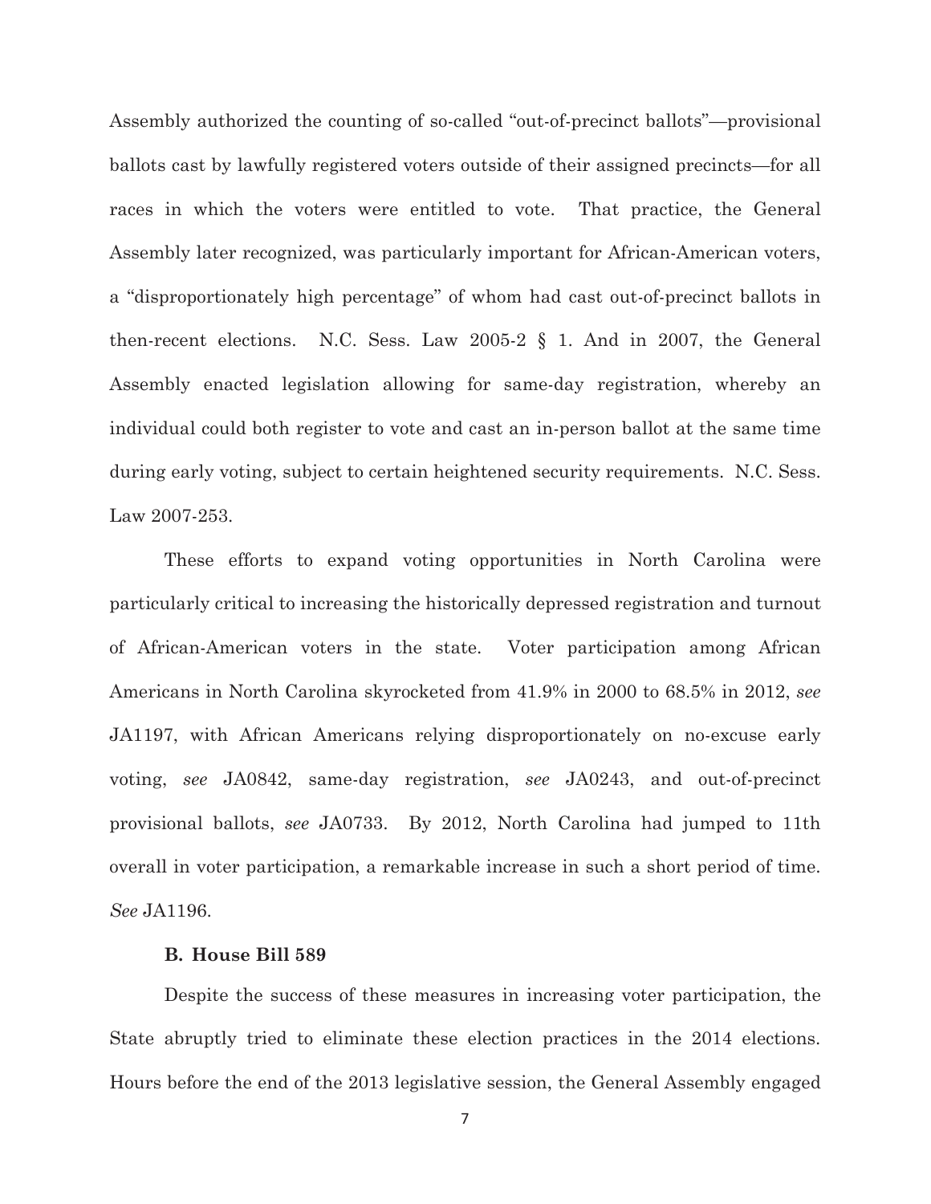Assembly authorized the counting of so-called "out-of-precinct ballots"—provisional ballots cast by lawfully registered voters outside of their assigned precincts—for all races in which the voters were entitled to vote. That practice, the General Assembly later recognized, was particularly important for African-American voters, a "disproportionately high percentage" of whom had cast out-of-precinct ballots in then-recent elections. N.C. Sess. Law 2005-2 § 1. And in 2007, the General Assembly enacted legislation allowing for same-day registration, whereby an individual could both register to vote and cast an in-person ballot at the same time during early voting, subject to certain heightened security requirements. N.C. Sess. Law 2007-253.

These efforts to expand voting opportunities in North Carolina were particularly critical to increasing the historically depressed registration and turnout of African-American voters in the state. Voter participation among African Americans in North Carolina skyrocketed from 41.9% in 2000 to 68.5% in 2012, *see* JA1197, with African Americans relying disproportionately on no-excuse early voting, *see* JA0842, same-day registration, *see* JA0243, and out-of-precinct provisional ballots, *see* JA0733. By 2012, North Carolina had jumped to 11th overall in voter participation, a remarkable increase in such a short period of time. *See* JA1196.

### B. House Bill 589

Despite the success of these measures in increasing voter participation, the State abruptly tried to eliminate these election practices in the 2014 elections. Hours before the end of the 2013 legislative session, the General Assembly engaged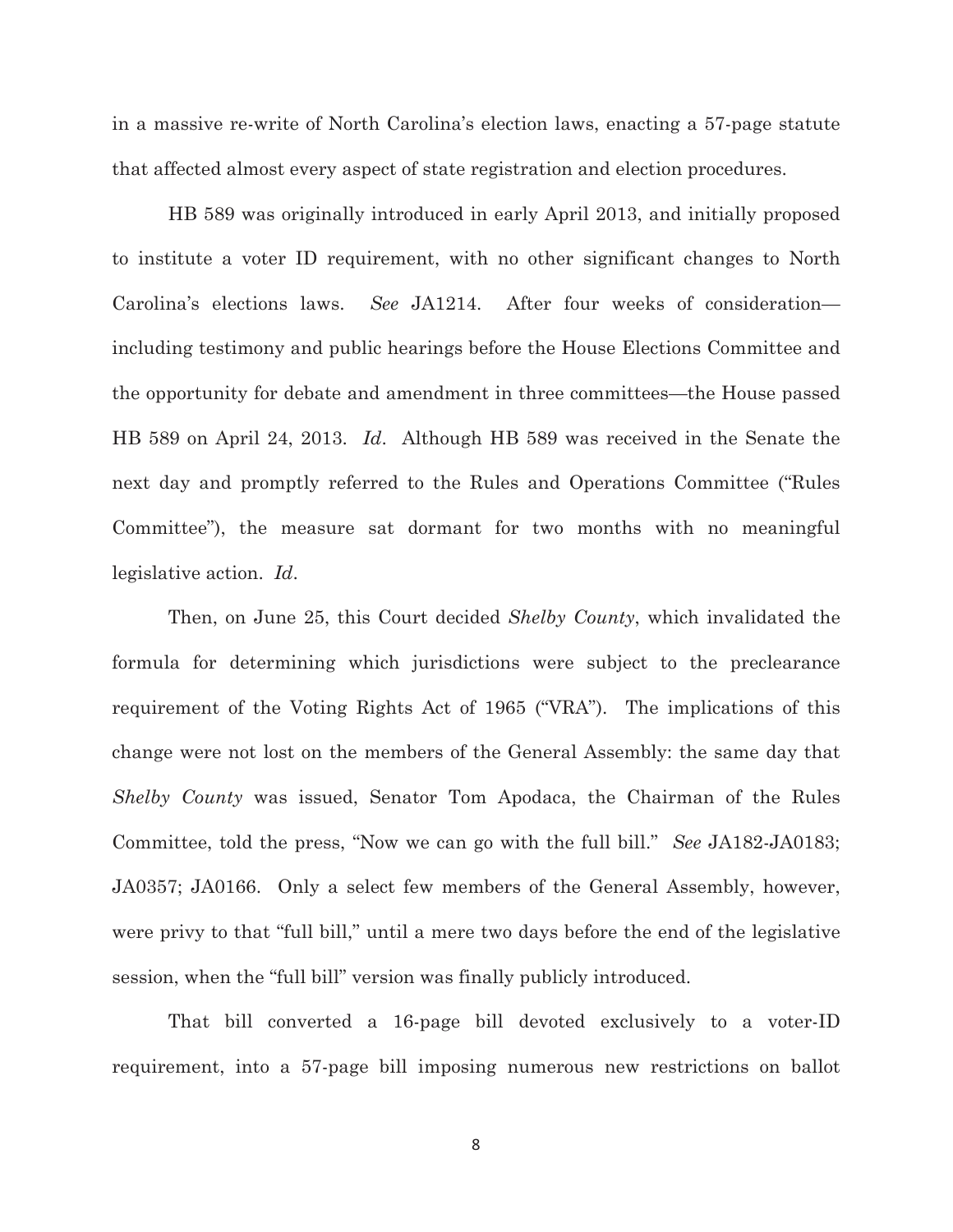in a massive re-write of North Carolina's election laws, enacting a 57-page statute that affected almost every aspect of state registration and election procedures.

HB 589 was originally introduced in early April 2013, and initially proposed to institute a voter ID requirement, with no other significant changes to North Carolina's elections laws. *See* JA1214. After four weeks of consideration—including testimony and public hearings before the House Elections Committee and the opportunity for debate and amendment in three committees—the House passed HB 589 on April 24, 2013. *Id*. Although HB 589 was received in the Senate the next day and promptly referred to the Rules and Operations Committee ("Rules Committee"), the measure sat dormant for two months with no meaningful legislative action. *Id*.

Then, on June 25, this Court decided *Shelby County*, which invalidated the formula for determining which jurisdictions were subject to the preclearance requirement of the Voting Rights Act of 1965 ("VRA"). The implications of this change were not lost on the members of the General Assembly: the same day that *Shelby County* was issued, Senator Tom Apodaca, the Chairman of the Rules Committee, told the press, "Now we can go with the full bill." *See* JA182-JA0183; JA0357; JA0166. Only a select few members of the General Assembly, however, were privy to that "full bill," until a mere two days before the end of the legislative session, when the "full bill" version was finally publicly introduced.

That bill converted a 16-page bill devoted exclusively to a voter-ID requirement, into a 57-page bill imposing numerous new restrictions on ballot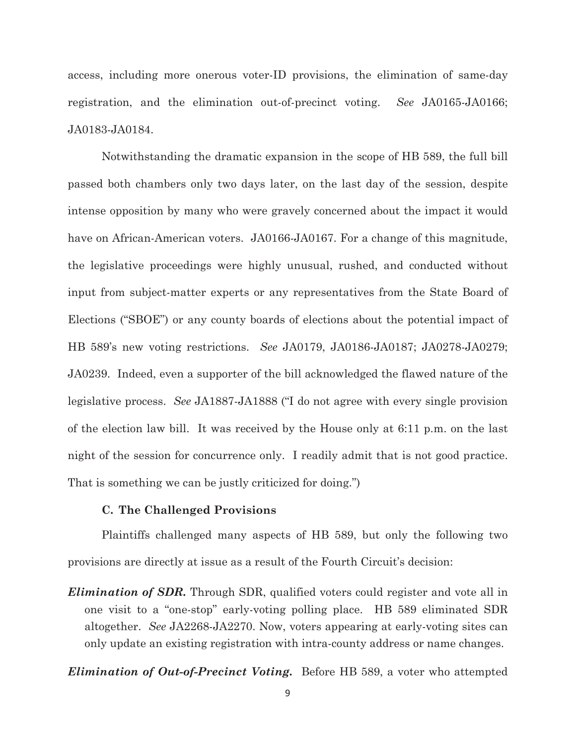access, including more onerous voter-ID provisions, the elimination of same-day registration, and the elimination out-of-precinct voting. *See* JA0165-JA0166; JA0183-JA0184.

Notwithstanding the dramatic expansion in the scope of HB 589, the full bill passed both chambers only two days later, on the last day of the session, despite intense opposition by many who were gravely concerned about the impact it would have on African-American voters. JA0166-JA0167. For a change of this magnitude, the legislative proceedings were highly unusual, rushed, and conducted without input from subject-matter experts or any representatives from the State Board of Elections ("SBOE") or any county boards of elections about the potential impact of HB 589's new voting restrictions. *See* JA0179, JA0186-JA0187; JA0278-JA0279; JA0239. Indeed, even a supporter of the bill acknowledged the flawed nature of the legislative process. *See* JA1887-JA1888 ("I do not agree with every single provision of the election law bill. It was received by the House only at 6:11 p.m. on the last night of the session for concurrence only. I readily admit that is not good practice. That is something we can be justly criticized for doing.")

### C. The Challenged Provisions

Plaintiffs challenged many aspects of HB 589, but only the following two provisions are directly at issue as a result of the Fourth Circuit's decision:

***Elimination of SDR.*** Through SDR, qualified voters could register and vote all in one visit to a "one-stop" early-voting polling place. HB 589 eliminated SDR altogether. *See* JA2268-JA2270. Now, voters appearing at early-voting sites can only update an existing registration with intra-county address or name changes.

***Elimination of Out-of-Precinct Voting.*** Before HB 589, a voter who attempted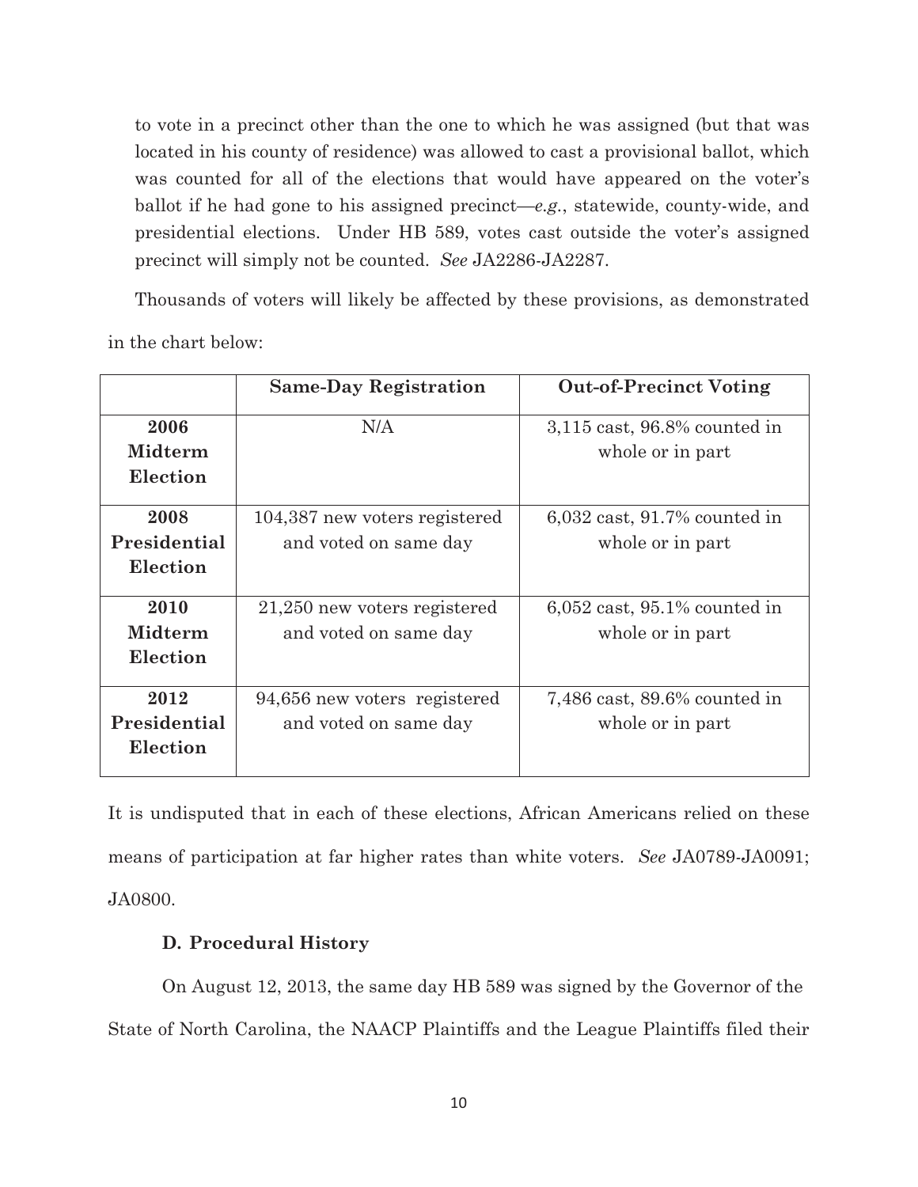to vote in a precinct other than the one to which he was assigned (but that was located in his county of residence) was allowed to cast a provisional ballot, which was counted for all of the elections that would have appeared on the voter's ballot if he had gone to his assigned precinct—*e.g.*, statewide, county-wide, and presidential elections. Under HB 589, votes cast outside the voter's assigned precinct will simply not be counted. *See* JA2286-JA2287.

Thousands of voters will likely be affected by these provisions, as demonstrated in the chart below:

| | **Same-Day Registration** | **Out-of-Precinct Voting** |
|---|---|---|
| **2006 Midterm Election** | N/A | 3,115 cast, 96.8% counted in whole or in part |
| **2008 Presidential Election** | 104,387 new voters registered and voted on same day | 6,032 cast, 91.7% counted in whole or in part |
| **2010 Midterm Election** | 21,250 new voters registered and voted on same day | 6,052 cast, 95.1% counted in whole or in part |
| **2012 Presidential Election** | 94,656 new voters registered and voted on same day | 7,486 cast, 89.6% counted in whole or in part |

It is undisputed that in each of these elections, African Americans relied on these means of participation at far higher rates than white voters. *See* JA0789-JA0091; JA0800.

### D. Procedural History

On August 12, 2013, the same day HB 589 was signed by the Governor of the State of North Carolina, the NAACP Plaintiffs and the League Plaintiffs filed their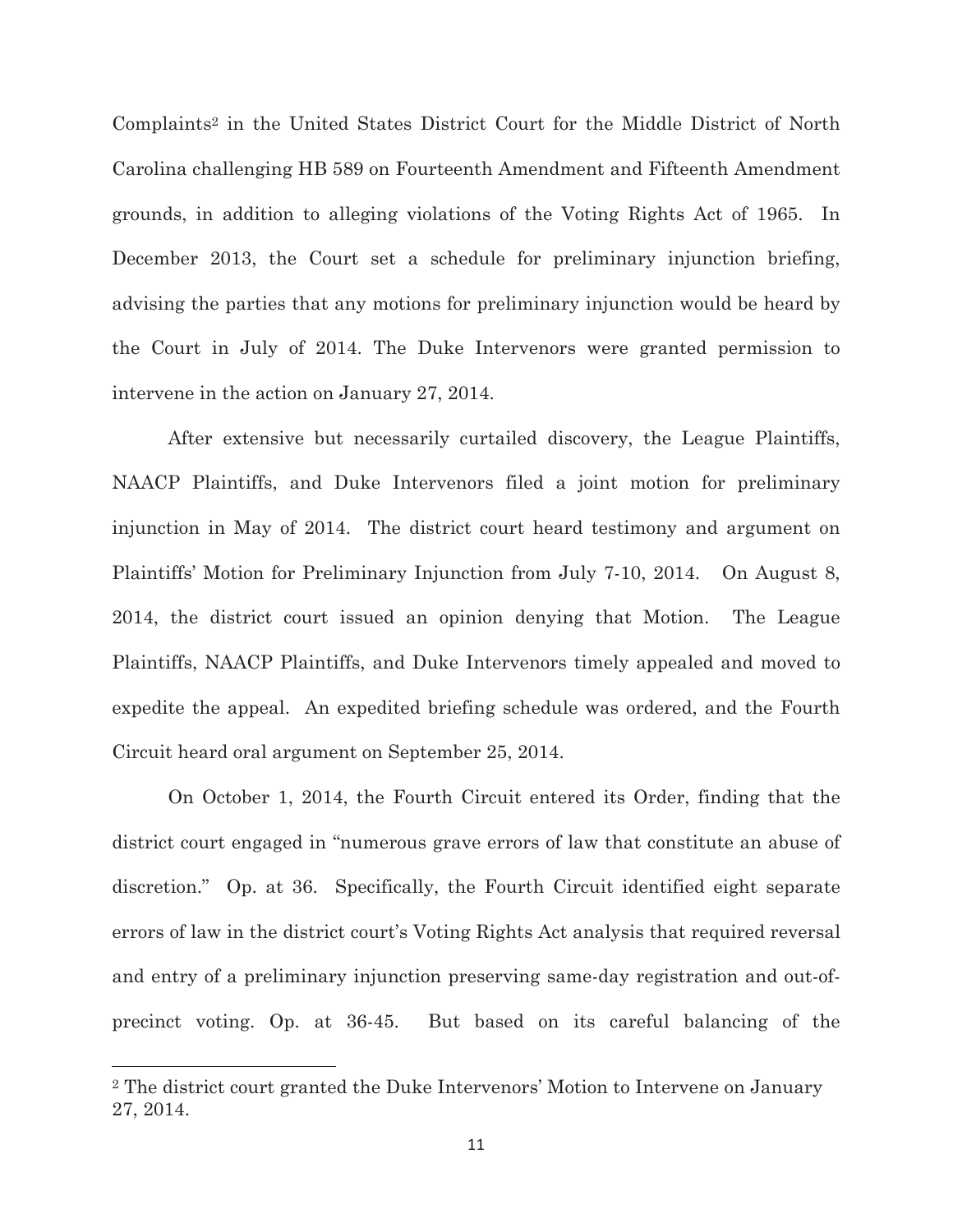Complaints[2] in the United States District Court for the Middle District of North Carolina challenging HB 589 on Fourteenth Amendment and Fifteenth Amendment grounds, in addition to alleging violations of the Voting Rights Act of 1965. In December 2013, the Court set a schedule for preliminary injunction briefing, advising the parties that any motions for preliminary injunction would be heard by the Court in July of 2014. The Duke Intervenors were granted permission to intervene in the action on January 27, 2014.

After extensive but necessarily curtailed discovery, the League Plaintiffs, NAACP Plaintiffs, and Duke Intervenors filed a joint motion for preliminary injunction in May of 2014. The district court heard testimony and argument on Plaintiffs' Motion for Preliminary Injunction from July 7-10, 2014. On August 8, 2014, the district court issued an opinion denying that Motion. The League Plaintiffs, NAACP Plaintiffs, and Duke Intervenors timely appealed and moved to expedite the appeal. An expedited briefing schedule was ordered, and the Fourth Circuit heard oral argument on September 25, 2014.

On October 1, 2014, the Fourth Circuit entered its Order, finding that the district court engaged in "numerous grave errors of law that constitute an abuse of discretion." Op. at 36. Specifically, the Fourth Circuit identified eight separate errors of law in the district court's Voting Rights Act analysis that required reversal and entry of a preliminary injunction preserving same-day registration and out-of-precinct voting. Op. at 36-45. But based on its careful balancing of the

[2] The district court granted the Duke Intervenors' Motion to Intervene on January 27, 2014.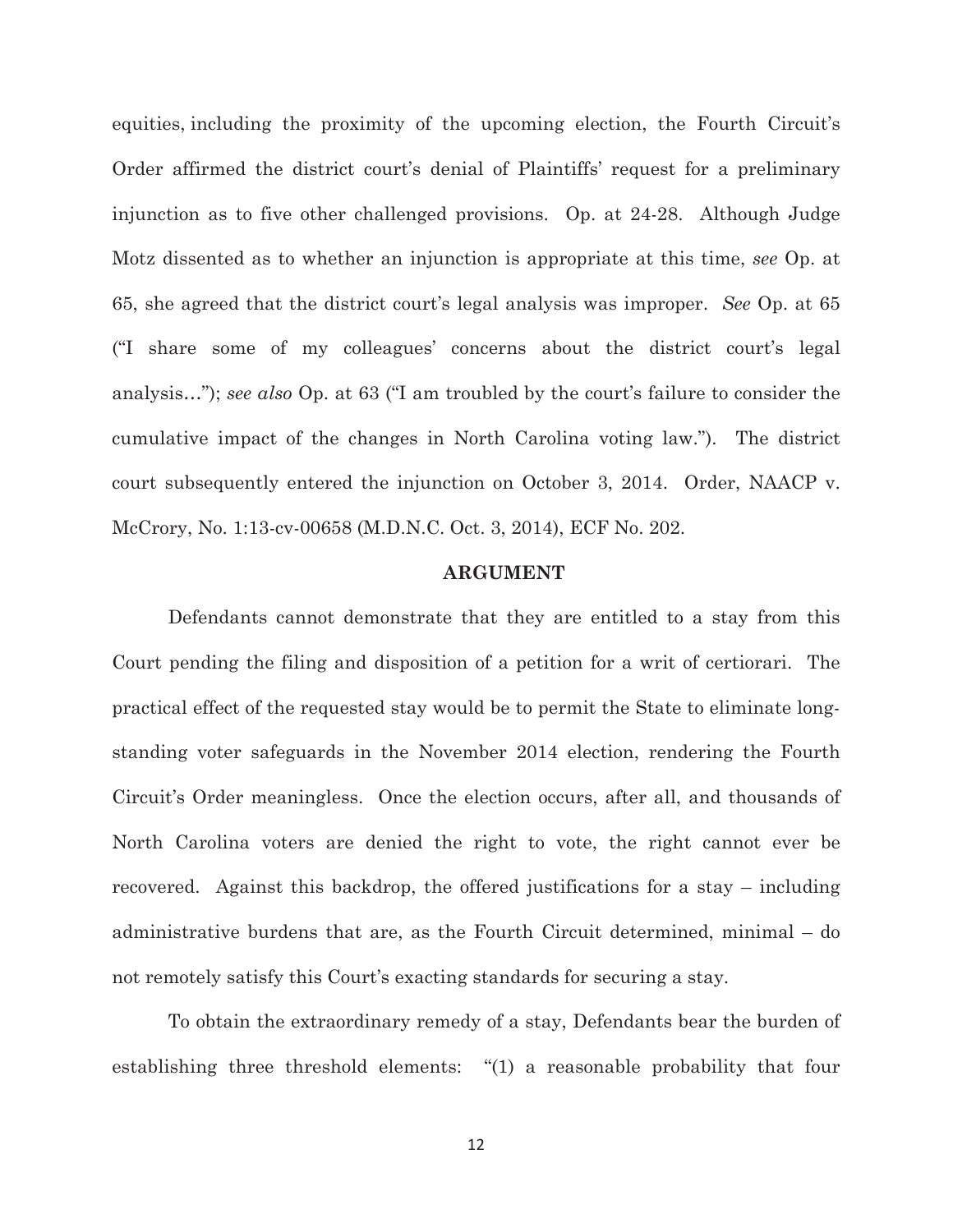equities, including the proximity of the upcoming election, the Fourth Circuit's Order affirmed the district court's denial of Plaintiffs' request for a preliminary injunction as to five other challenged provisions. Op. at 24-28. Although Judge Motz dissented as to whether an injunction is appropriate at this time, *see* Op. at 65, she agreed that the district court's legal analysis was improper. *See* Op. at 65 ("I share some of my colleagues' concerns about the district court's legal analysis…"); *see also* Op. at 63 ("I am troubled by the court's failure to consider the cumulative impact of the changes in North Carolina voting law."). The district court subsequently entered the injunction on October 3, 2014. Order, NAACP v. McCrory, No. 1:13-cv-00658 (M.D.N.C. Oct. 3, 2014), ECF No. 202.

## ARGUMENT

Defendants cannot demonstrate that they are entitled to a stay from this Court pending the filing and disposition of a petition for a writ of certiorari. The practical effect of the requested stay would be to permit the State to eliminate long-standing voter safeguards in the November 2014 election, rendering the Fourth Circuit's Order meaningless. Once the election occurs, after all, and thousands of North Carolina voters are denied the right to vote, the right cannot ever be recovered. Against this backdrop, the offered justifications for a stay – including administrative burdens that are, as the Fourth Circuit determined, minimal – do not remotely satisfy this Court's exacting standards for securing a stay.

To obtain the extraordinary remedy of a stay, Defendants bear the burden of establishing three threshold elements: "(1) a reasonable probability that four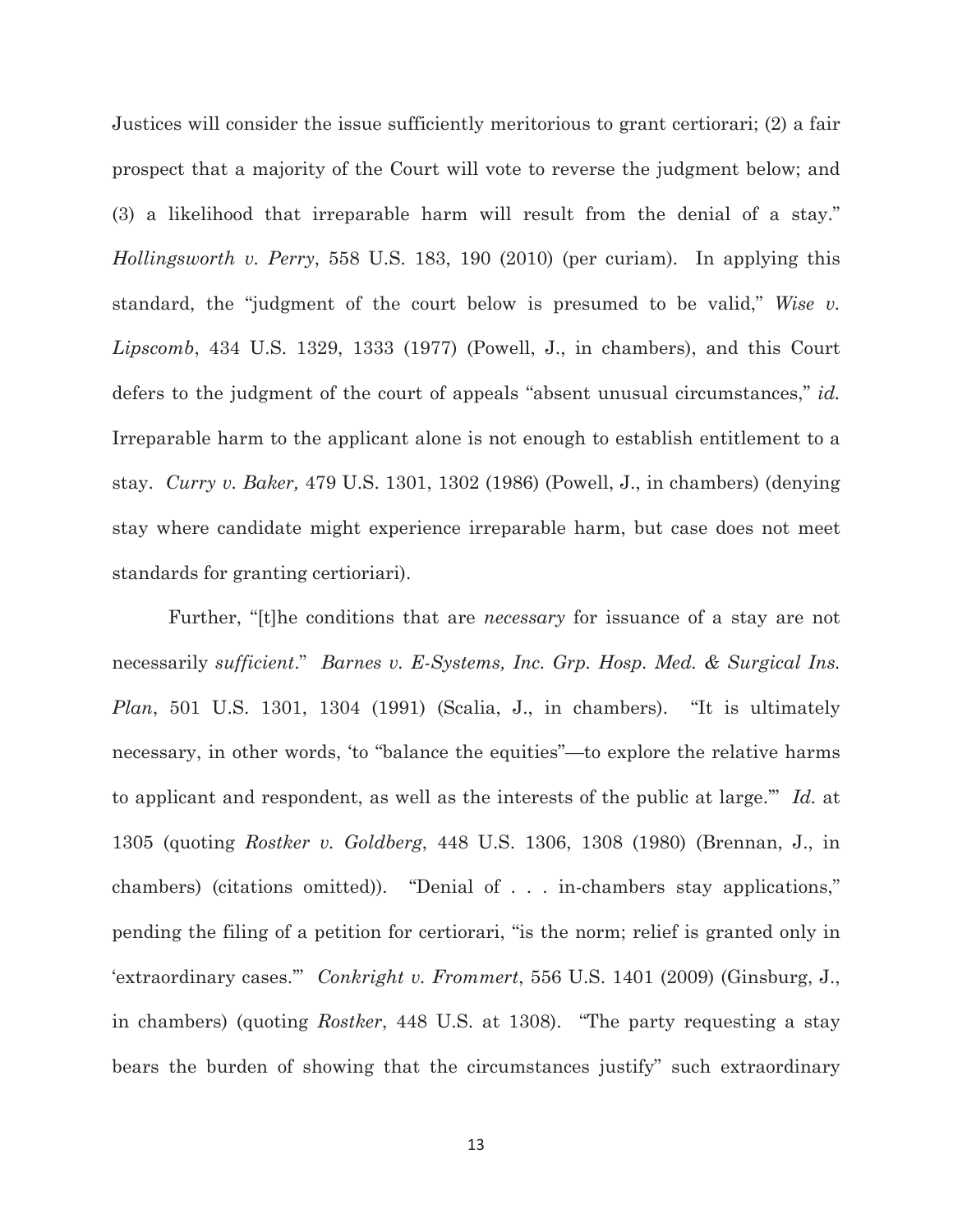Justices will consider the issue sufficiently meritorious to grant certiorari; (2) a fair prospect that a majority of the Court will vote to reverse the judgment below; and (3) a likelihood that irreparable harm will result from the denial of a stay." *Hollingsworth v. Perry*, 558 U.S. 183, 190 (2010) (per curiam). In applying this standard, the "judgment of the court below is presumed to be valid," *Wise v. Lipscomb*, 434 U.S. 1329, 1333 (1977) (Powell, J., in chambers), and this Court defers to the judgment of the court of appeals "absent unusual circumstances," *id.* Irreparable harm to the applicant alone is not enough to establish entitlement to a stay. *Curry v. Baker,* 479 U.S. 1301, 1302 (1986) (Powell, J., in chambers) (denying stay where candidate might experience irreparable harm, but case does not meet standards for granting certiorari).

Further, "[t]he conditions that are *necessary* for issuance of a stay are not necessarily *sufficient*." *Barnes v. E-Systems, Inc. Grp. Hosp. Med. & Surgical Ins. Plan*, 501 U.S. 1301, 1304 (1991) (Scalia, J., in chambers). "It is ultimately necessary, in other words, 'to "balance the equities"—to explore the relative harms to applicant and respondent, as well as the interests of the public at large.'" *Id.* at 1305 (quoting *Rostker v. Goldberg*, 448 U.S. 1306, 1308 (1980) (Brennan, J., in chambers) (citations omitted)). "Denial of . . . in-chambers stay applications," pending the filing of a petition for certiorari, "is the norm; relief is granted only in 'extraordinary cases.'" *Conkright v. Frommert*, 556 U.S. 1401 (2009) (Ginsburg, J., in chambers) (quoting *Rostker*, 448 U.S. at 1308). "The party requesting a stay bears the burden of showing that the circumstances justify" such extraordinary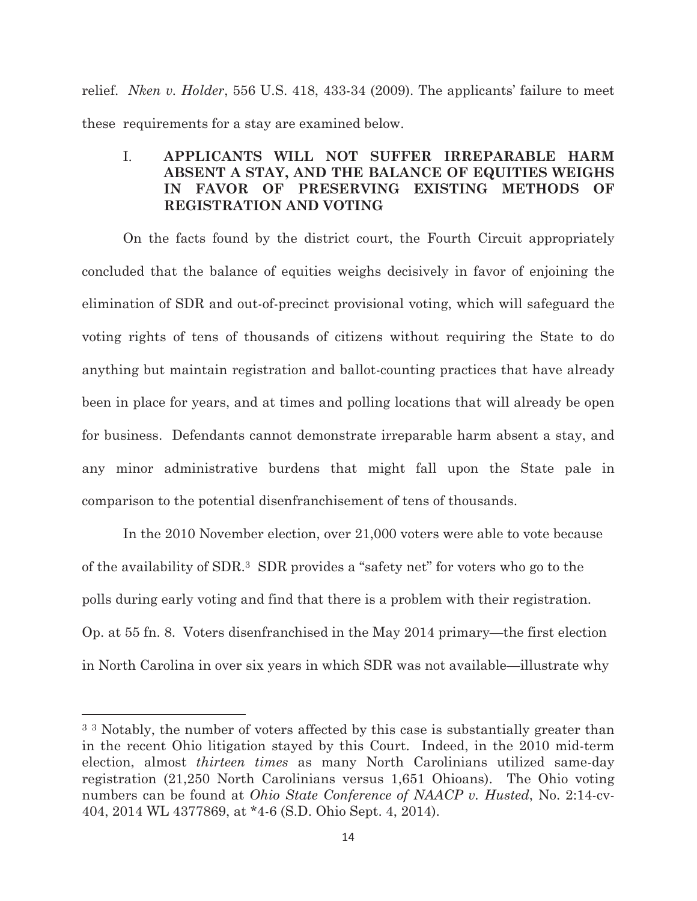relief. *Nken v. Holder*, 556 U.S. 418, 433-34 (2009). The applicants' failure to meet these requirements for a stay are examined below.

## I. APPLICANTS WILL NOT SUFFER IRREPARABLE HARM ABSENT A STAY, AND THE BALANCE OF EQUITIES WEIGHS IN FAVOR OF PRESERVING EXISTING METHODS OF REGISTRATION AND VOTING

On the facts found by the district court, the Fourth Circuit appropriately concluded that the balance of equities weighs decisively in favor of enjoining the elimination of SDR and out-of-precinct provisional voting, which will safeguard the voting rights of tens of thousands of citizens without requiring the State to do anything but maintain registration and ballot-counting practices that have already been in place for years, and at times and polling locations that will already be open for business. Defendants cannot demonstrate irreparable harm absent a stay, and any minor administrative burdens that might fall upon the State pale in comparison to the potential disenfranchisement of tens of thousands.

In the 2010 November election, over 21,000 voters were able to vote because of the availability of SDR.[3] SDR provides a "safety net" for voters who go to the polls during early voting and find that there is a problem with their registration. Op. at 55 fn. 8. Voters disenfranchised in the May 2014 primary—the first election in North Carolina in over six years in which SDR was not available—illustrate why

---

[3] 3 Notably, the number of voters affected by this case is substantially greater than in the recent Ohio litigation stayed by this Court. Indeed, in the 2010 mid-term election, almost *thirteen times* as many North Carolinians utilized same-day registration (21,250 North Carolinians versus 1,651 Ohioans). The Ohio voting numbers can be found at *Ohio State Conference of NAACP v. Husted*, No. 2:14-cv-404, 2014 WL 4377869, at *4-6 (S.D. Ohio Sept. 4, 2014).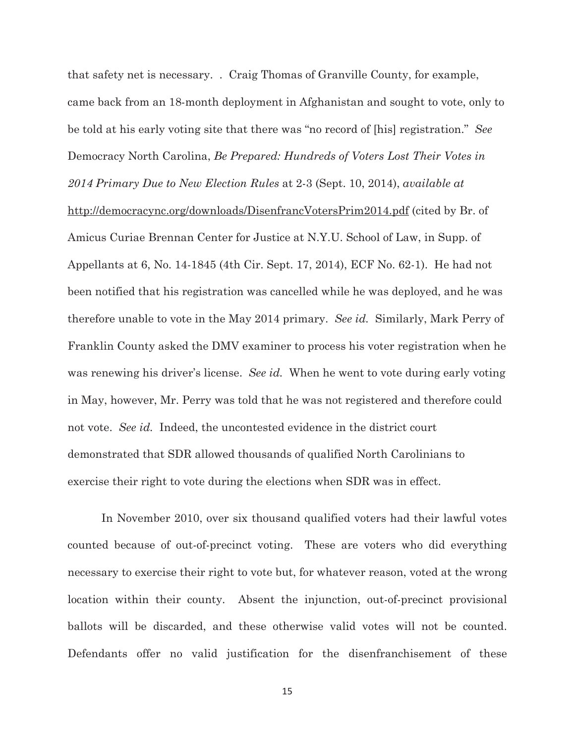that safety net is necessary. . Craig Thomas of Granville County, for example, came back from an 18-month deployment in Afghanistan and sought to vote, only to be told at his early voting site that there was "no record of [his] registration." *See* Democracy North Carolina, *Be Prepared: Hundreds of Voters Lost Their Votes in 2014 Primary Due to New Election Rules* at 2-3 (Sept. 10, 2014), *available at* http://democracync.org/downloads/DisenfrancVotersPrim2014.pdf (cited by Br. of Amicus Curiae Brennan Center for Justice at N.Y.U. School of Law, in Supp. of Appellants at 6, No. 14-1845 (4th Cir. Sept. 17, 2014), ECF No. 62-1). He had not been notified that his registration was cancelled while he was deployed, and he was therefore unable to vote in the May 2014 primary. *See id.* Similarly, Mark Perry of Franklin County asked the DMV examiner to process his voter registration when he was renewing his driver's license. *See id.* When he went to vote during early voting in May, however, Mr. Perry was told that he was not registered and therefore could not vote. *See id.* Indeed, the uncontested evidence in the district court demonstrated that SDR allowed thousands of qualified North Carolinians to exercise their right to vote during the elections when SDR was in effect.

In November 2010, over six thousand qualified voters had their lawful votes counted because of out-of-precinct voting. These are voters who did everything necessary to exercise their right to vote but, for whatever reason, voted at the wrong location within their county. Absent the injunction, out-of-precinct provisional ballots will be discarded, and these otherwise valid votes will not be counted. Defendants offer no valid justification for the disenfranchisement of these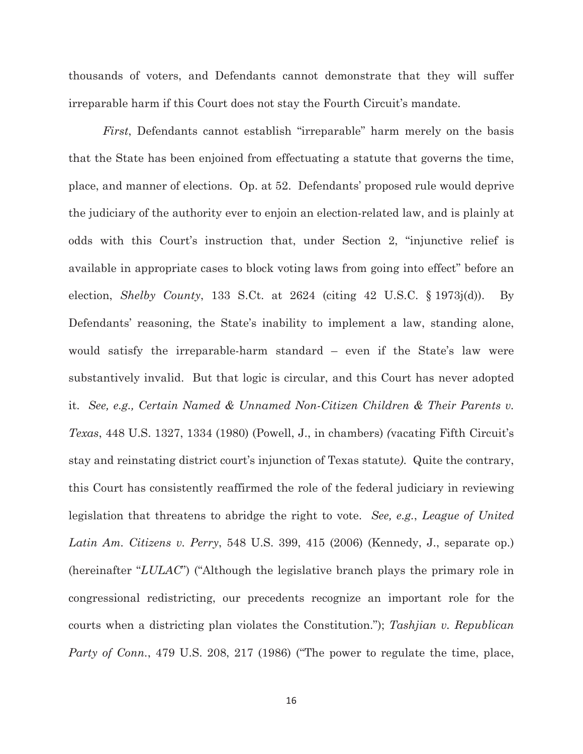thousands of voters, and Defendants cannot demonstrate that they will suffer irreparable harm if this Court does not stay the Fourth Circuit's mandate.

*First*, Defendants cannot establish "irreparable" harm merely on the basis that the State has been enjoined from effectuating a statute that governs the time, place, and manner of elections. Op. at 52. Defendants' proposed rule would deprive the judiciary of the authority ever to enjoin an election-related law, and is plainly at odds with this Court's instruction that, under Section 2, "injunctive relief is available in appropriate cases to block voting laws from going into effect" before an election, *Shelby County*, 133 S.Ct. at 2624 (citing 42 U.S.C. § 1973j(d)). By Defendants' reasoning, the State's inability to implement a law, standing alone, would satisfy the irreparable-harm standard – even if the State's law were substantively invalid. But that logic is circular, and this Court has never adopted it. *See, e.g., Certain Named & Unnamed Non-Citizen Children & Their Parents v. Texas*, 448 U.S. 1327, 1334 (1980) (Powell, J., in chambers) (vacating Fifth Circuit's stay and reinstating district court's injunction of Texas statute). Quite the contrary, this Court has consistently reaffirmed the role of the federal judiciary in reviewing legislation that threatens to abridge the right to vote. *See, e.g.*, *League of United Latin Am. Citizens v. Perry*, 548 U.S. 399, 415 (2006) (Kennedy, J., separate op.) (hereinafter "*LULAC*") ("Although the legislative branch plays the primary role in congressional redistricting, our precedents recognize an important role for the courts when a districting plan violates the Constitution."); *Tashjian v. Republican Party of Conn.*, 479 U.S. 208, 217 (1986) ("The power to regulate the time, place,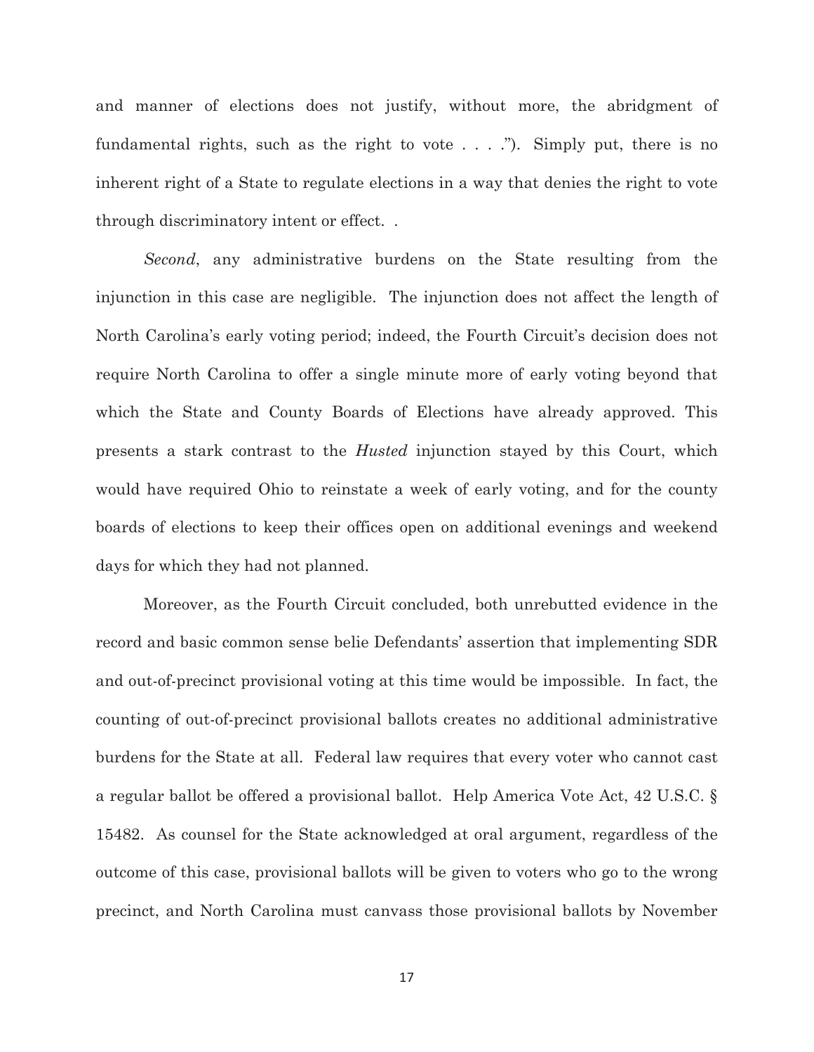and manner of elections does not justify, without more, the abridgment of fundamental rights, such as the right to vote . . . ."). Simply put, there is no inherent right of a State to regulate elections in a way that denies the right to vote through discriminatory intent or effect. .

*Second*, any administrative burdens on the State resulting from the injunction in this case are negligible. The injunction does not affect the length of North Carolina's early voting period; indeed, the Fourth Circuit's decision does not require North Carolina to offer a single minute more of early voting beyond that which the State and County Boards of Elections have already approved. This presents a stark contrast to the *Husted* injunction stayed by this Court, which would have required Ohio to reinstate a week of early voting, and for the county boards of elections to keep their offices open on additional evenings and weekend days for which they had not planned.

Moreover, as the Fourth Circuit concluded, both unrebutted evidence in the record and basic common sense belie Defendants' assertion that implementing SDR and out-of-precinct provisional voting at this time would be impossible. In fact, the counting of out-of-precinct provisional ballots creates no additional administrative burdens for the State at all. Federal law requires that every voter who cannot cast a regular ballot be offered a provisional ballot. Help America Vote Act, 42 U.S.C. § 15482. As counsel for the State acknowledged at oral argument, regardless of the outcome of this case, provisional ballots will be given to voters who go to the wrong precinct, and North Carolina must canvass those provisional ballots by November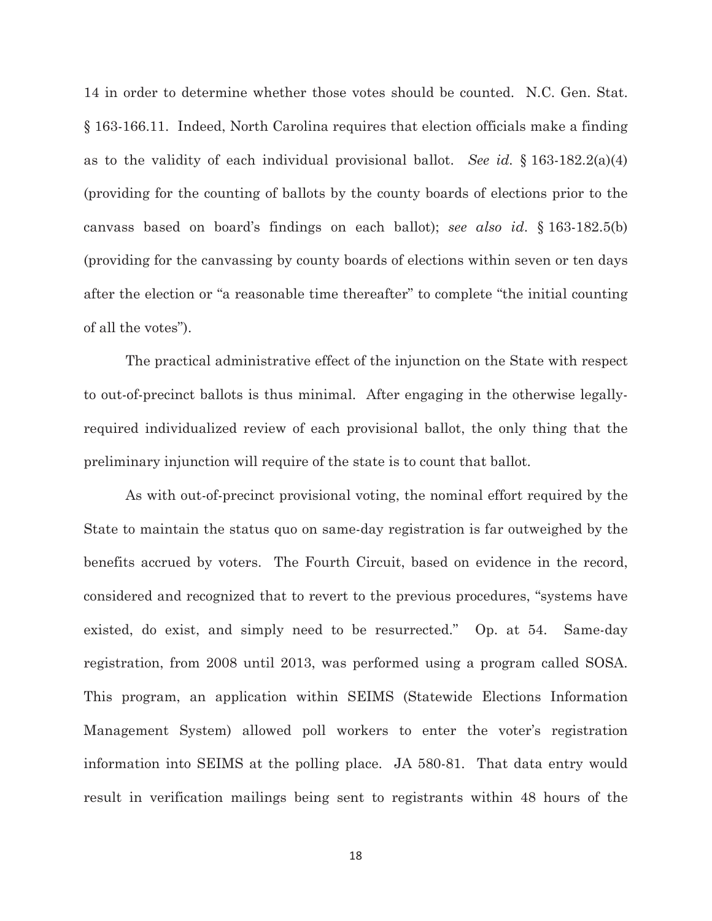14 in order to determine whether those votes should be counted. N.C. Gen. Stat. § 163-166.11. Indeed, North Carolina requires that election officials make a finding as to the validity of each individual provisional ballot. *See id.* § 163-182.2(a)(4) (providing for the counting of ballots by the county boards of elections prior to the canvass based on board's findings on each ballot); *see also id.* § 163-182.5(b) (providing for the canvassing by county boards of elections within seven or ten days after the election or "a reasonable time thereafter" to complete "the initial counting of all the votes").

The practical administrative effect of the injunction on the State with respect to out-of-precinct ballots is thus minimal. After engaging in the otherwise legally-required individualized review of each provisional ballot, the only thing that the preliminary injunction will require of the state is to count that ballot.

As with out-of-precinct provisional voting, the nominal effort required by the State to maintain the status quo on same-day registration is far outweighed by the benefits accrued by voters. The Fourth Circuit, based on evidence in the record, considered and recognized that to revert to the previous procedures, "systems have existed, do exist, and simply need to be resurrected." Op. at 54. Same-day registration, from 2008 until 2013, was performed using a program called SOSA. This program, an application within SEIMS (Statewide Elections Information Management System) allowed poll workers to enter the voter's registration information into SEIMS at the polling place. JA 580-81. That data entry would result in verification mailings being sent to registrants within 48 hours of the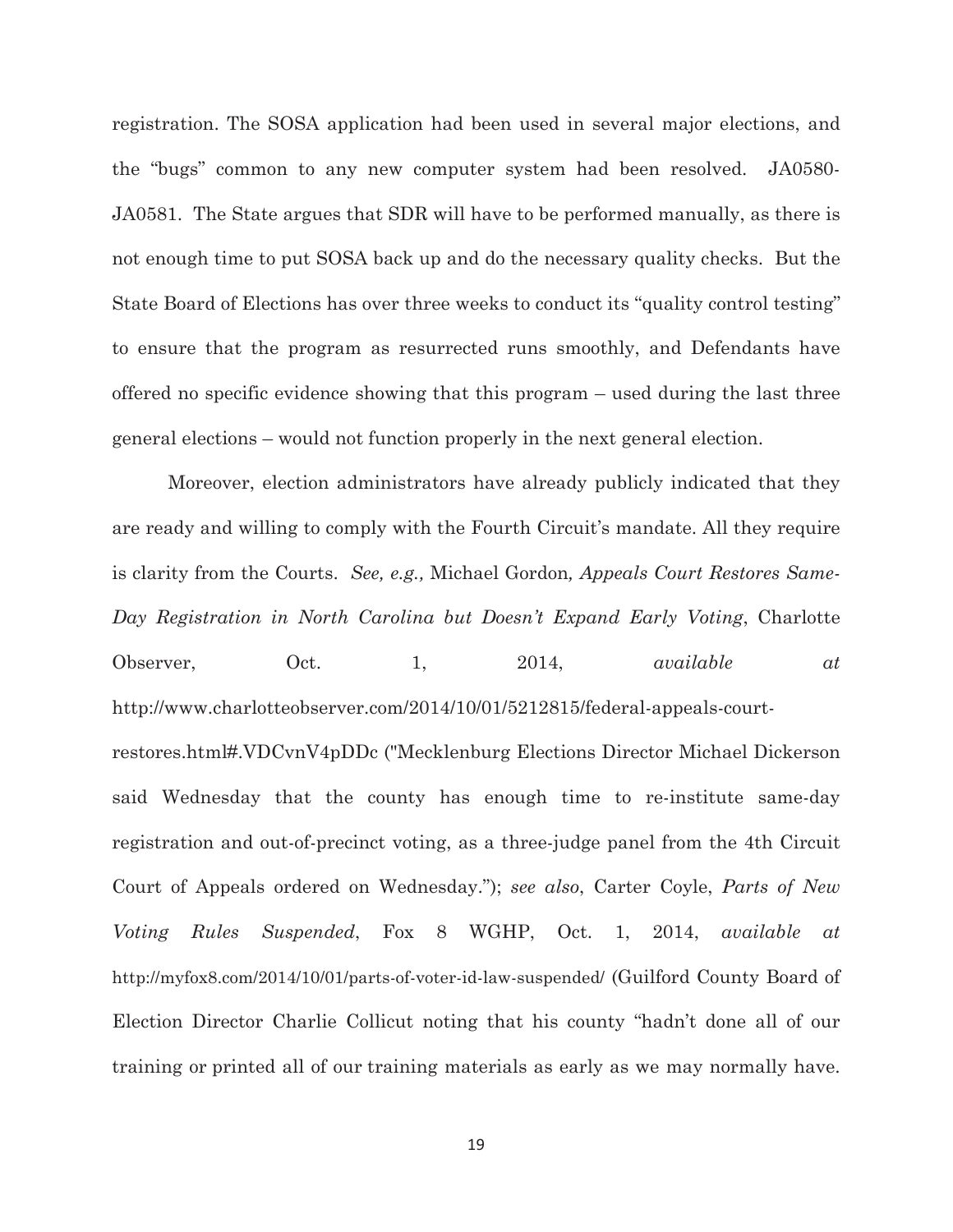registration. The SOSA application had been used in several major elections, and the "bugs" common to any new computer system had been resolved. JA0580-JA0581. The State argues that SDR will have to be performed manually, as there is not enough time to put SOSA back up and do the necessary quality checks. But the State Board of Elections has over three weeks to conduct its "quality control testing" to ensure that the program as resurrected runs smoothly, and Defendants have offered no specific evidence showing that this program – used during the last three general elections – would not function properly in the next general election.

Moreover, election administrators have already publicly indicated that they are ready and willing to comply with the Fourth Circuit's mandate. All they require is clarity from the Courts. *See, e.g.,* Michael Gordon*, Appeals Court Restores Same-Day Registration in North Carolina but Doesn't Expand Early Voting*, Charlotte Observer, Oct. 1, 2014, *available at* http://www.charlotteobserver.com/2014/10/01/5212815/federal-appeals-court-restores.html#.VDCvnV4pDDc ("Mecklenburg Elections Director Michael Dickerson said Wednesday that the county has enough time to re-institute same-day registration and out-of-precinct voting, as a three-judge panel from the 4th Circuit Court of Appeals ordered on Wednesday."); *see also*, Carter Coyle, *Parts of New Voting Rules Suspended*, Fox 8 WGHP, Oct. 1, 2014, *available at* http://myfox8.com/2014/10/01/parts-of-voter-id-law-suspended/ (Guilford County Board of Election Director Charlie Collicut noting that his county "hadn't done all of our training or printed all of our training materials as early as we may normally have.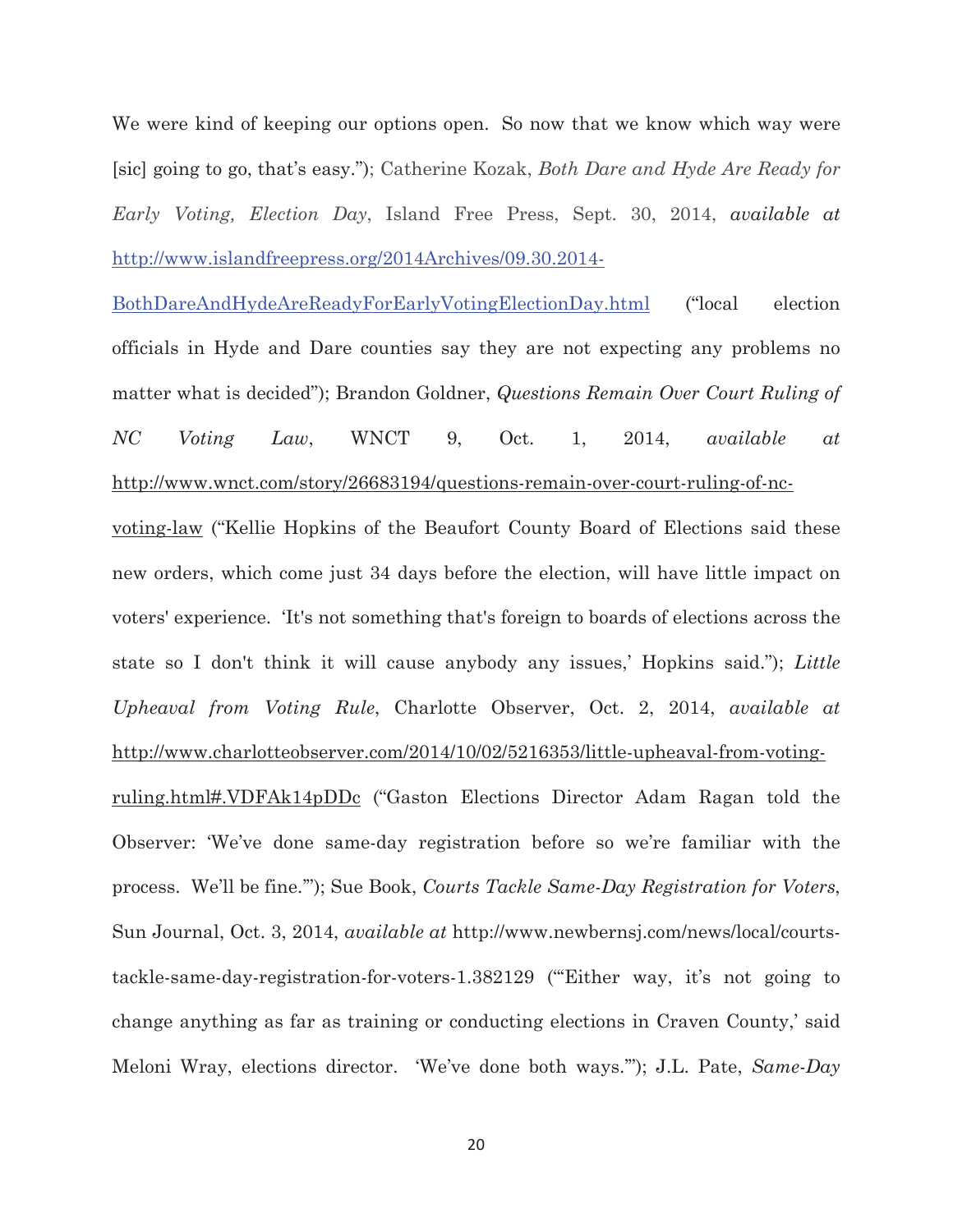We were kind of keeping our options open. So now that we know which way were [sic] going to go, that's easy."); Catherine Kozak, *Both Dare and Hyde Are Ready for Early Voting, Election Day*, Island Free Press, Sept. 30, 2014, *available at* http://www.islandfreepress.org/2014Archives/09.30.2014-BothDareAndHydeAreReadyForEarlyVotingElectionDay.html ("local election officials in Hyde and Dare counties say they are not expecting any problems no matter what is decided"); Brandon Goldner, *Questions Remain Over Court Ruling of NC Voting Law*, WNCT 9, Oct. 1, 2014, *available at* http://www.wnct.com/story/26683194/questions-remain-over-court-ruling-of-nc-voting-law ("Kellie Hopkins of the Beaufort County Board of Elections said these new orders, which come just 34 days before the election, will have little impact on voters' experience. 'It's not something that's foreign to boards of elections across the state so I don't think it will cause anybody any issues,' Hopkins said."); *Little Upheaval from Voting Rule*, Charlotte Observer, Oct. 2, 2014, *available at* http://www.charlotteobserver.com/2014/10/02/5216353/little-upheaval-from-voting-ruling.html#.VDFAk14pDDc ("Gaston Elections Director Adam Ragan told the Observer: 'We've done same-day registration before so we're familiar with the process. We'll be fine.'"); Sue Book, *Courts Tackle Same-Day Registration for Voters*, Sun Journal, Oct. 3, 2014, *available at* http://www.newbernsj.com/news/local/courts-tackle-same-day-registration-for-voters-1.382129 ("'Either way, it's not going to change anything as far as training or conducting elections in Craven County,' said Meloni Wray, elections director. 'We've done both ways.'"); J.L. Pate, *Same-Day*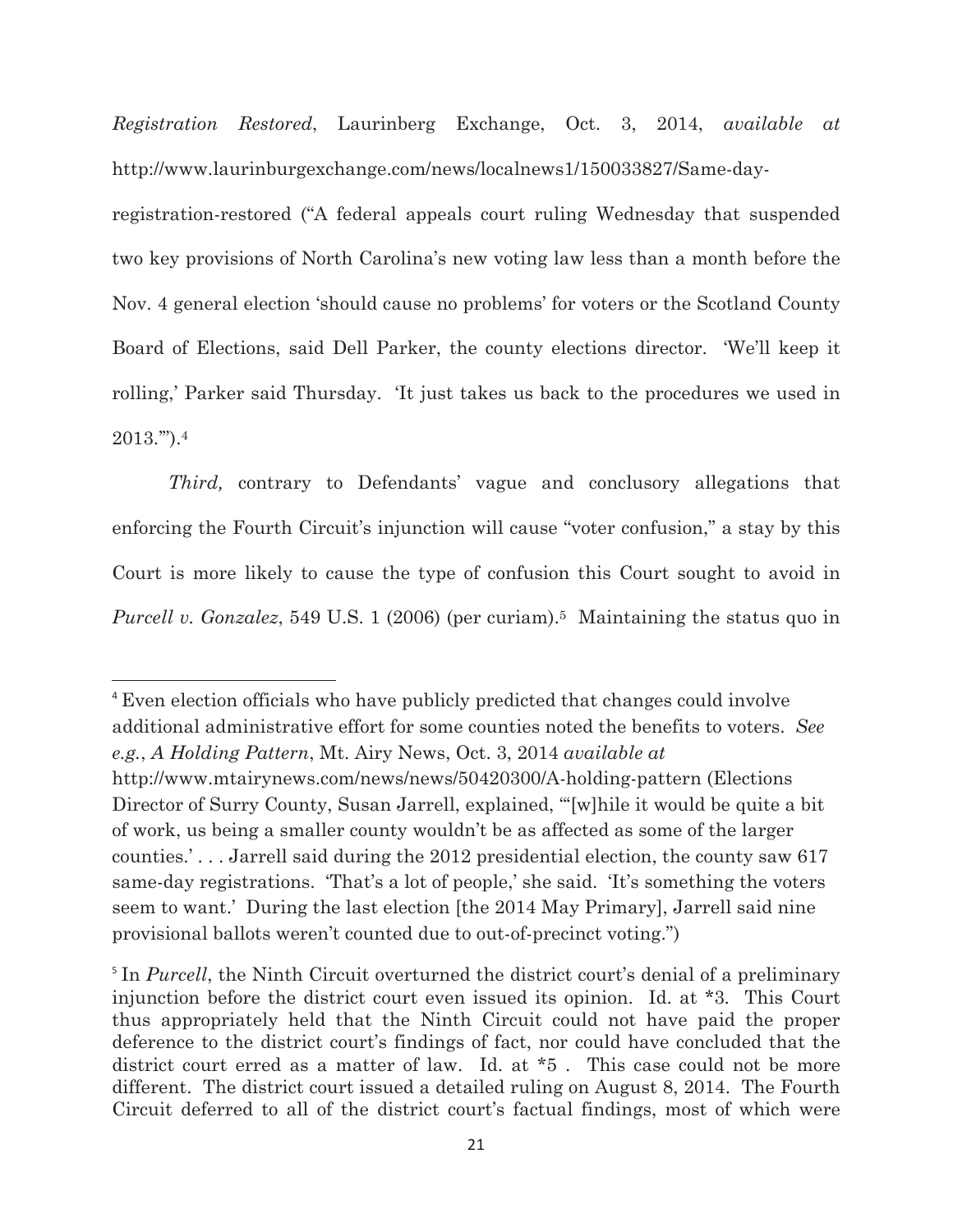*Registration Restored*, Laurinberg Exchange, Oct. 3, 2014, *available at* http://www.laurinburgexchange.com/news/localnews1/150033827/Same-day-registration-restored ("A federal appeals court ruling Wednesday that suspended two key provisions of North Carolina's new voting law less than a month before the Nov. 4 general election 'should cause no problems' for voters or the Scotland County Board of Elections, said Dell Parker, the county elections director. 'We'll keep it rolling,' Parker said Thursday. 'It just takes us back to the procedures we used in 2013.'").[4]

*Third,* contrary to Defendants' vague and conclusory allegations that enforcing the Fourth Circuit's injunction will cause "voter confusion," a stay by this Court is more likely to cause the type of confusion this Court sought to avoid in *Purcell v. Gonzalez*, 549 U.S. 1 (2006) (per curiam).[5] Maintaining the status quo in

---

[4] Even election officials who have publicly predicted that changes could involve additional administrative effort for some counties noted the benefits to voters. *See e.g.*, *A Holding Pattern*, Mt. Airy News, Oct. 3, 2014 *available at* http://www.mtairynews.com/news/news/50420300/A-holding-pattern (Elections Director of Surry County, Susan Jarrell, explained, "'[w]hile it would be quite a bit of work, us being a smaller county wouldn't be as affected as some of the larger counties.' . . . Jarrell said during the 2012 presidential election, the county saw 617 same-day registrations. 'That's a lot of people,' she said. 'It's something the voters seem to want.' During the last election [the 2014 May Primary], Jarrell said nine provisional ballots weren't counted due to out-of-precinct voting.")

[5] In *Purcell*, the Ninth Circuit overturned the district court's denial of a preliminary injunction before the district court even issued its opinion. Id. at *3. This Court thus appropriately held that the Ninth Circuit could not have paid the proper deference to the district court's findings of fact, nor could have concluded that the district court erred as a matter of law. Id. at *5 . This case could not be more different. The district court issued a detailed ruling on August 8, 2014. The Fourth Circuit deferred to all of the district court's factual findings, most of which were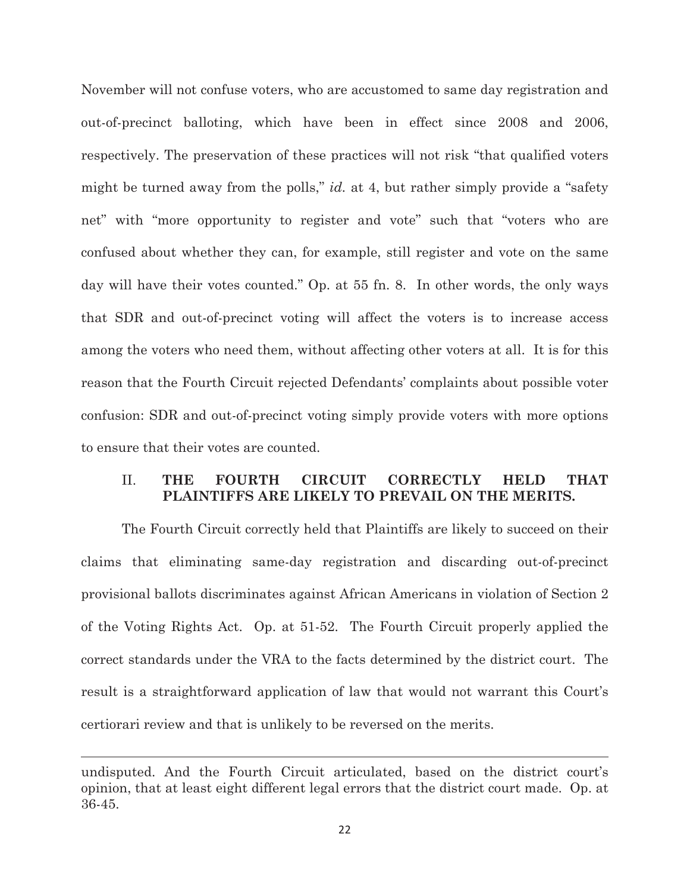November will not confuse voters, who are accustomed to same day registration and out-of-precinct balloting, which have been in effect since 2008 and 2006, respectively. The preservation of these practices will not risk "that qualified voters might be turned away from the polls," *id.* at 4, but rather simply provide a "safety net" with "more opportunity to register and vote" such that "voters who are confused about whether they can, for example, still register and vote on the same day will have their votes counted." Op. at 55 fn. 8. In other words, the only ways that SDR and out-of-precinct voting will affect the voters is to increase access among the voters who need them, without affecting other voters at all. It is for this reason that the Fourth Circuit rejected Defendants' complaints about possible voter confusion: SDR and out-of-precinct voting simply provide voters with more options to ensure that their votes are counted.

## II. THE FOURTH CIRCUIT CORRECTLY HELD THAT PLAINTIFFS ARE LIKELY TO PREVAIL ON THE MERITS.

The Fourth Circuit correctly held that Plaintiffs are likely to succeed on their claims that eliminating same-day registration and discarding out-of-precinct provisional ballots discriminates against African Americans in violation of Section 2 of the Voting Rights Act. Op. at 51-52. The Fourth Circuit properly applied the correct standards under the VRA to the facts determined by the district court. The result is a straightforward application of law that would not warrant this Court's certiorari review and that is unlikely to be reversed on the merits.

---

undisputed. And the Fourth Circuit articulated, based on the district court's opinion, that at least eight different legal errors that the district court made. Op. at 36-45.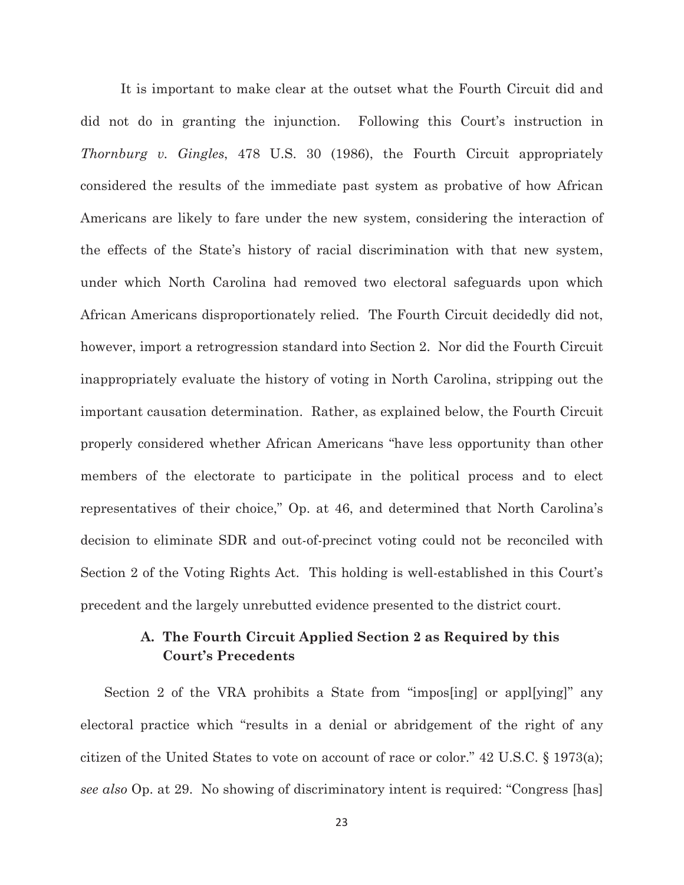It is important to make clear at the outset what the Fourth Circuit did and did not do in granting the injunction. Following this Court's instruction in *Thornburg v. Gingles*, 478 U.S. 30 (1986), the Fourth Circuit appropriately considered the results of the immediate past system as probative of how African Americans are likely to fare under the new system, considering the interaction of the effects of the State's history of racial discrimination with that new system, under which North Carolina had removed two electoral safeguards upon which African Americans disproportionately relied. The Fourth Circuit decidedly did not, however, import a retrogression standard into Section 2. Nor did the Fourth Circuit inappropriately evaluate the history of voting in North Carolina, stripping out the important causation determination. Rather, as explained below, the Fourth Circuit properly considered whether African Americans "have less opportunity than other members of the electorate to participate in the political process and to elect representatives of their choice," Op. at 46, and determined that North Carolina's decision to eliminate SDR and out-of-precinct voting could not be reconciled with Section 2 of the Voting Rights Act. This holding is well-established in this Court's precedent and the largely unrebutted evidence presented to the district court.

### A. The Fourth Circuit Applied Section 2 as Required by this Court's Precedents

Section 2 of the VRA prohibits a State from "impos[ing] or appl[ying]" any electoral practice which "results in a denial or abridgement of the right of any citizen of the United States to vote on account of race or color." 42 U.S.C. § 1973(a); *see also* Op. at 29. No showing of discriminatory intent is required: "Congress [has]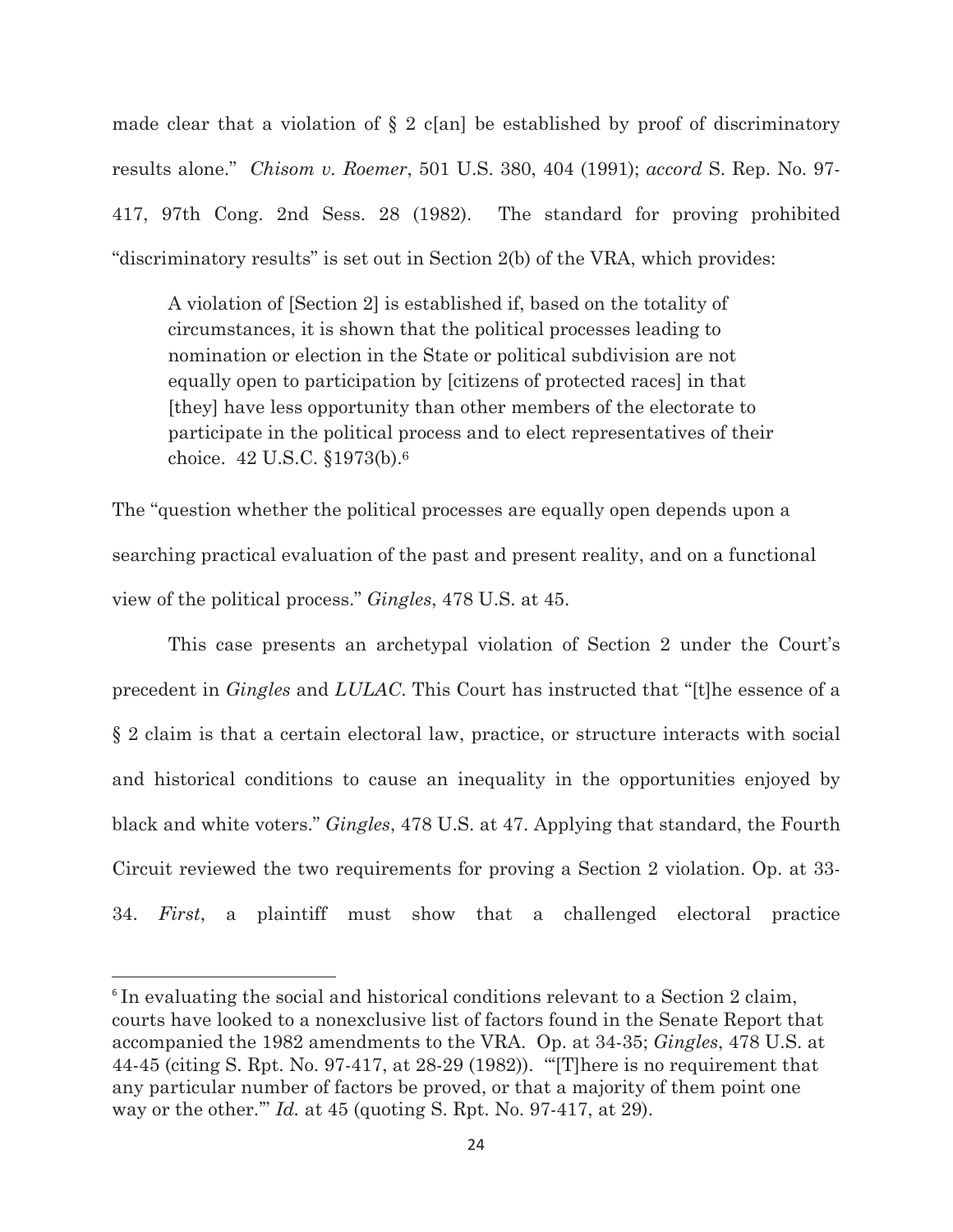made clear that a violation of § 2 c[an] be established by proof of discriminatory results alone." *Chisom v. Roemer*, 501 U.S. 380, 404 (1991); *accord* S. Rep. No. 97-417, 97th Cong. 2nd Sess. 28 (1982). The standard for proving prohibited "discriminatory results" is set out in Section 2(b) of the VRA, which provides:

> A violation of [Section 2] is established if, based on the totality of circumstances, it is shown that the political processes leading to nomination or election in the State or political subdivision are not equally open to participation by [citizens of protected races] in that [they] have less opportunity than other members of the electorate to participate in the political process and to elect representatives of their choice. 42 U.S.C. §1973(b).[6]

The "question whether the political processes are equally open depends upon a searching practical evaluation of the past and present reality, and on a functional view of the political process." *Gingles*, 478 U.S. at 45.

This case presents an archetypal violation of Section 2 under the Court's precedent in *Gingles* and *LULAC*. This Court has instructed that "[t]he essence of a § 2 claim is that a certain electoral law, practice, or structure interacts with social and historical conditions to cause an inequality in the opportunities enjoyed by black and white voters." *Gingles*, 478 U.S. at 47. Applying that standard, the Fourth Circuit reviewed the two requirements for proving a Section 2 violation. Op. at 33-34. *First*, a plaintiff must show that a challenged electoral practice

---

[6] In evaluating the social and historical conditions relevant to a Section 2 claim, courts have looked to a nonexclusive list of factors found in the Senate Report that accompanied the 1982 amendments to the VRA. Op. at 34-35; *Gingles*, 478 U.S. at 44-45 (citing S. Rpt. No. 97-417, at 28-29 (1982)). "'[T]here is no requirement that any particular number of factors be proved, or that a majority of them point one way or the other.'" *Id.* at 45 (quoting S. Rpt. No. 97-417, at 29).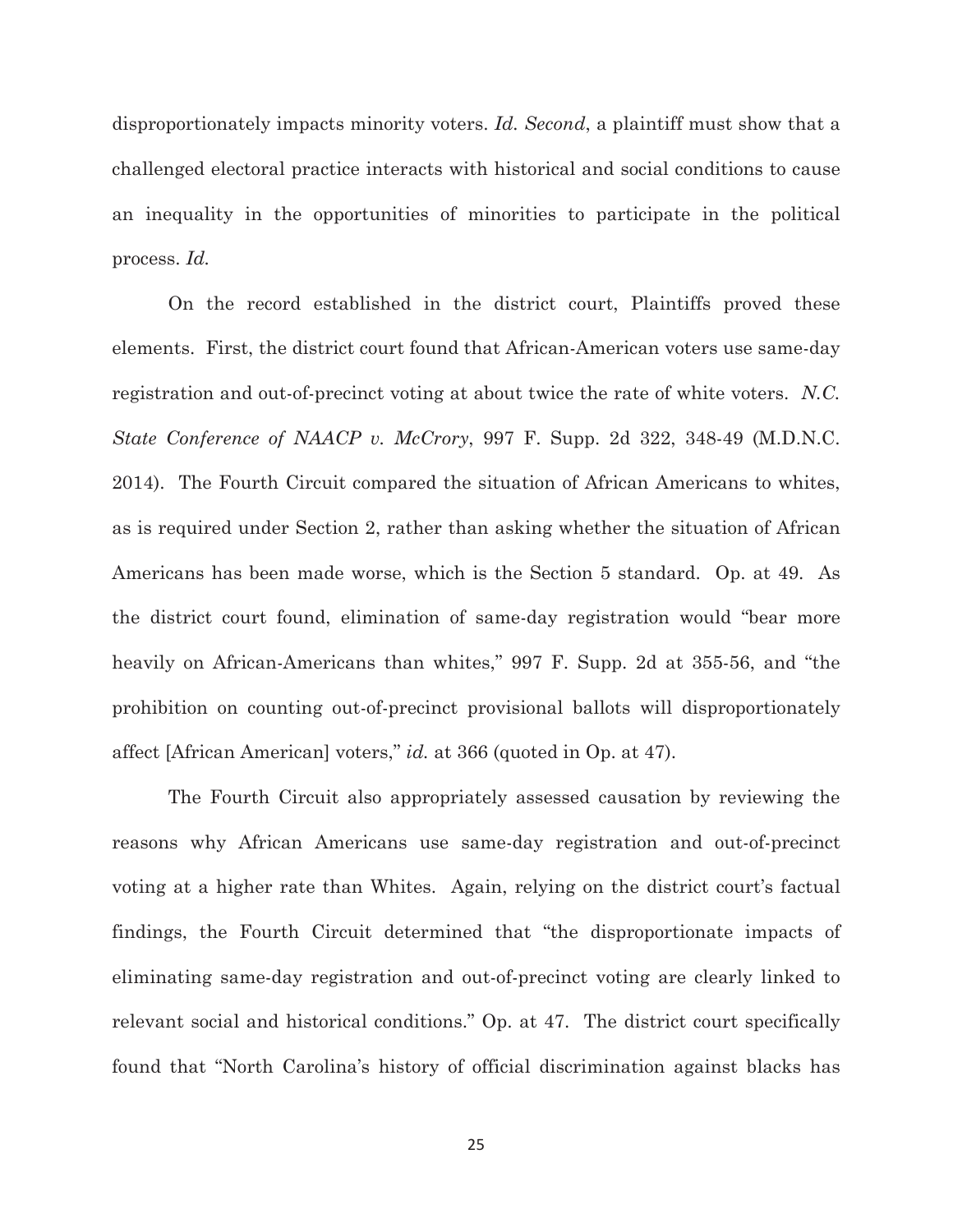disproportionately impacts minority voters. *Id. Second*, a plaintiff must show that a challenged electoral practice interacts with historical and social conditions to cause an inequality in the opportunities of minorities to participate in the political process. *Id.*

On the record established in the district court, Plaintiffs proved these elements. First, the district court found that African-American voters use same-day registration and out-of-precinct voting at about twice the rate of white voters. *N.C. State Conference of NAACP v. McCrory*, 997 F. Supp. 2d 322, 348-49 (M.D.N.C. 2014). The Fourth Circuit compared the situation of African Americans to whites, as is required under Section 2, rather than asking whether the situation of African Americans has been made worse, which is the Section 5 standard. Op. at 49. As the district court found, elimination of same-day registration would "bear more heavily on African-Americans than whites," 997 F. Supp. 2d at 355-56, and "the prohibition on counting out-of-precinct provisional ballots will disproportionately affect [African American] voters," *id.* at 366 (quoted in Op. at 47).

The Fourth Circuit also appropriately assessed causation by reviewing the reasons why African Americans use same-day registration and out-of-precinct voting at a higher rate than Whites. Again, relying on the district court's factual findings, the Fourth Circuit determined that "the disproportionate impacts of eliminating same-day registration and out-of-precinct voting are clearly linked to relevant social and historical conditions." Op. at 47. The district court specifically found that "North Carolina's history of official discrimination against blacks has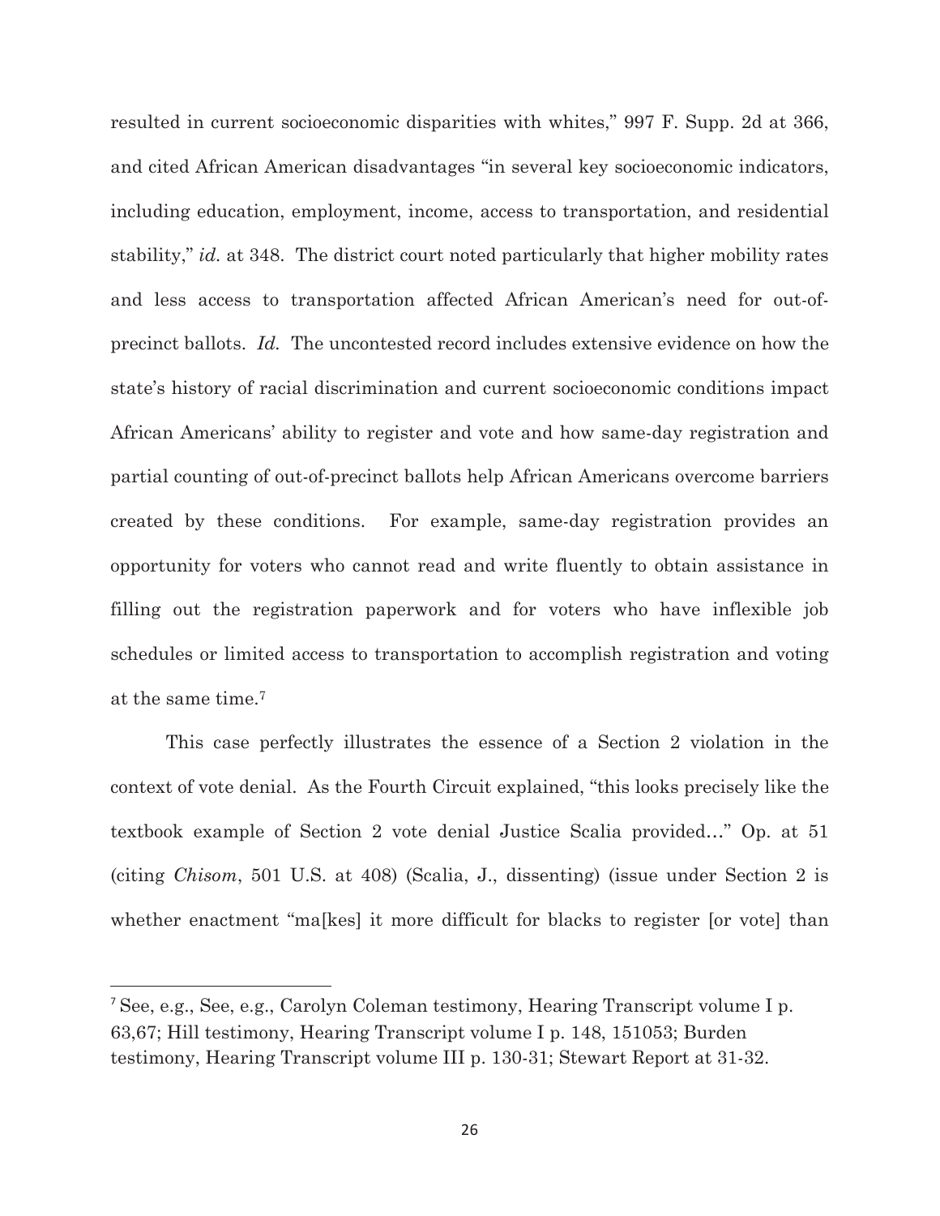resulted in current socioeconomic disparities with whites," 997 F. Supp. 2d at 366, and cited African American disadvantages "in several key socioeconomic indicators, including education, employment, income, access to transportation, and residential stability," *id.* at 348. The district court noted particularly that higher mobility rates and less access to transportation affected African American's need for out-of-precinct ballots. *Id.* The uncontested record includes extensive evidence on how the state's history of racial discrimination and current socioeconomic conditions impact African Americans' ability to register and vote and how same-day registration and partial counting of out-of-precinct ballots help African Americans overcome barriers created by these conditions. For example, same-day registration provides an opportunity for voters who cannot read and write fluently to obtain assistance in filling out the registration paperwork and for voters who have inflexible job schedules or limited access to transportation to accomplish registration and voting at the same time.[7]

This case perfectly illustrates the essence of a Section 2 violation in the context of vote denial. As the Fourth Circuit explained, "this looks precisely like the textbook example of Section 2 vote denial Justice Scalia provided…" Op. at 51 (citing *Chisom*, 501 U.S. at 408) (Scalia, J., dissenting) (issue under Section 2 is whether enactment "ma[kes] it more difficult for blacks to register [or vote] than

---

[7] See, e.g., See, e.g., Carolyn Coleman testimony, Hearing Transcript volume I p. 63,67; Hill testimony, Hearing Transcript volume I p. 148, 151053; Burden testimony, Hearing Transcript volume III p. 130-31; Stewart Report at 31-32.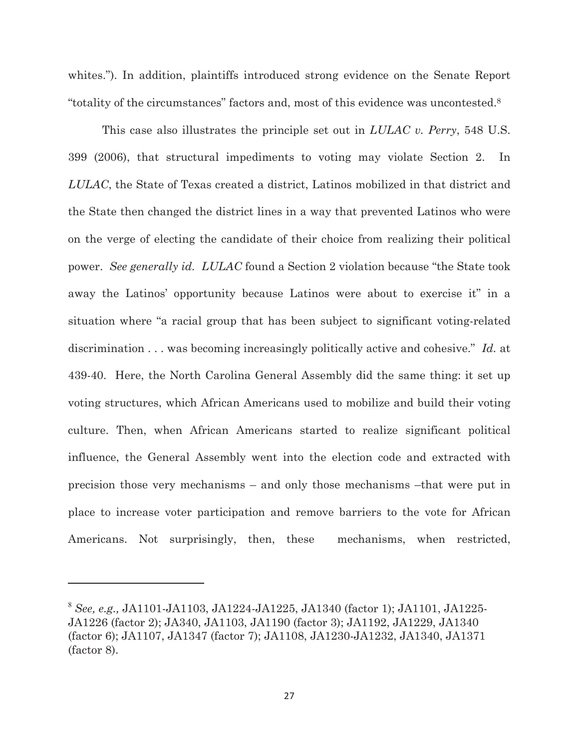whites."). In addition, plaintiffs introduced strong evidence on the Senate Report "totality of the circumstances" factors and, most of this evidence was uncontested.[8]

This case also illustrates the principle set out in *LULAC v. Perry*, 548 U.S. 399 (2006), that structural impediments to voting may violate Section 2. In *LULAC*, the State of Texas created a district, Latinos mobilized in that district and the State then changed the district lines in a way that prevented Latinos who were on the verge of electing the candidate of their choice from realizing their political power. *See generally id. LULAC* found a Section 2 violation because "the State took away the Latinos' opportunity because Latinos were about to exercise it" in a situation where "a racial group that has been subject to significant voting-related discrimination . . . was becoming increasingly politically active and cohesive." *Id.* at 439-40. Here, the North Carolina General Assembly did the same thing: it set up voting structures, which African Americans used to mobilize and build their voting culture. Then, when African Americans started to realize significant political influence, the General Assembly went into the election code and extracted with precision those very mechanisms – and only those mechanisms –that were put in place to increase voter participation and remove barriers to the vote for African Americans. Not surprisingly, then, these mechanisms, when restricted,

---

[8] *See, e.g.,* JA1101-JA1103, JA1224-JA1225, JA1340 (factor 1); JA1101, JA1225-JA1226 (factor 2); JA340, JA1103, JA1190 (factor 3); JA1192, JA1229, JA1340 (factor 6); JA1107, JA1347 (factor 7); JA1108, JA1230-JA1232, JA1340, JA1371 (factor 8).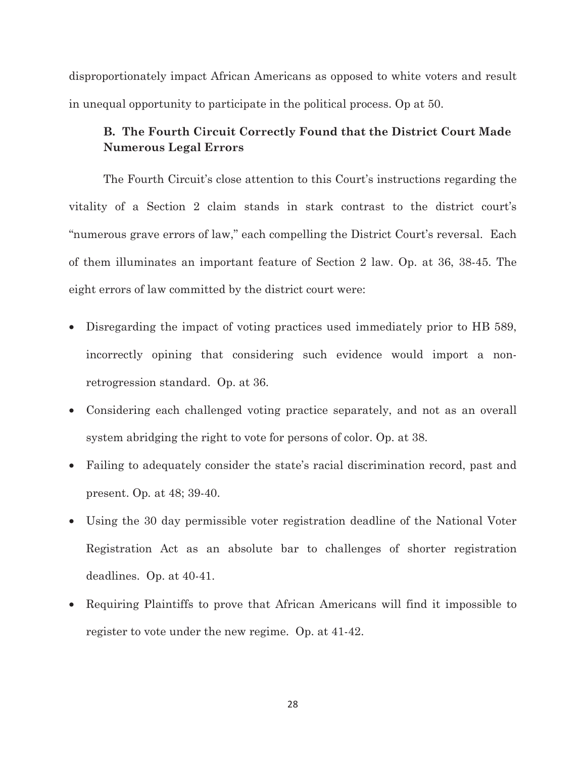disproportionately impact African Americans as opposed to white voters and result in unequal opportunity to participate in the political process. Op at 50.

### B. The Fourth Circuit Correctly Found that the District Court Made Numerous Legal Errors

The Fourth Circuit's close attention to this Court's instructions regarding the vitality of a Section 2 claim stands in stark contrast to the district court's "numerous grave errors of law," each compelling the District Court's reversal. Each of them illuminates an important feature of Section 2 law. Op. at 36, 38-45. The eight errors of law committed by the district court were:

- Disregarding the impact of voting practices used immediately prior to HB 589, incorrectly opining that considering such evidence would import a non-retrogression standard. Op. at 36.
- Considering each challenged voting practice separately, and not as an overall system abridging the right to vote for persons of color. Op. at 38.
- Failing to adequately consider the state's racial discrimination record, past and present. Op. at 48; 39-40.
- Using the 30 day permissible voter registration deadline of the National Voter Registration Act as an absolute bar to challenges of shorter registration deadlines. Op. at 40-41.
- Requiring Plaintiffs to prove that African Americans will find it impossible to register to vote under the new regime. Op. at 41-42.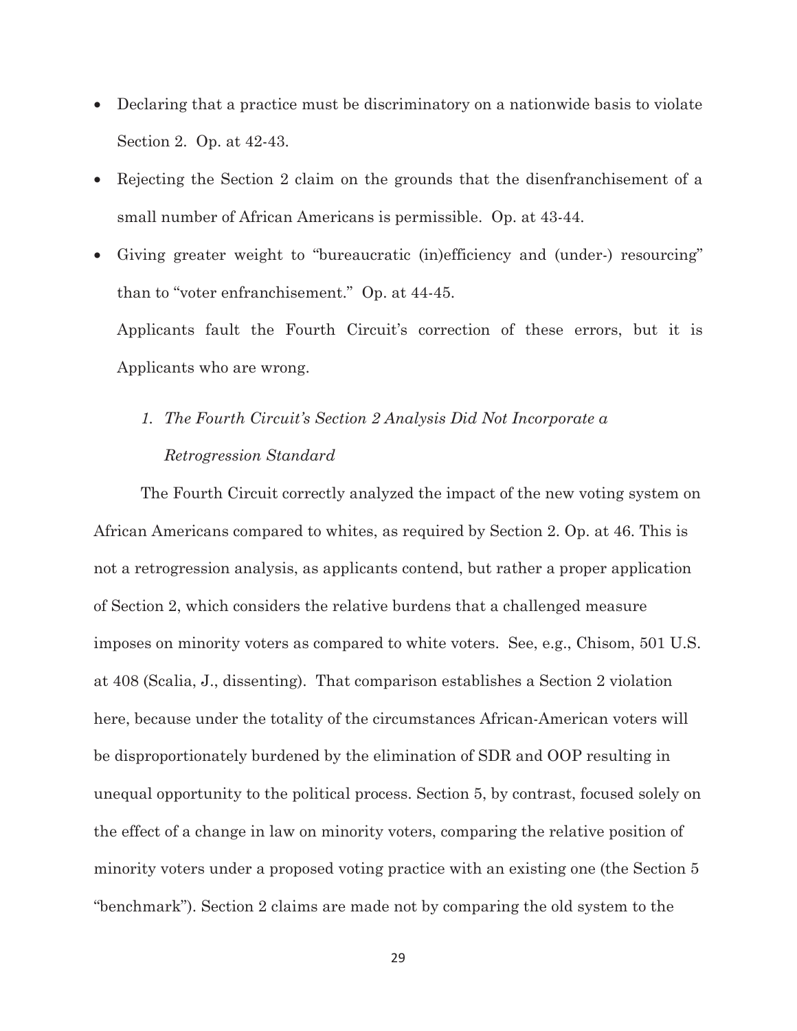- Declaring that a practice must be discriminatory on a nationwide basis to violate Section 2. Op. at 42-43.
- Rejecting the Section 2 claim on the grounds that the disenfranchisement of a small number of African Americans is permissible. Op. at 43-44.
- Giving greater weight to "bureaucratic (in)efficiency and (under-) resourcing" than to "voter enfranchisement." Op. at 44-45.

Applicants fault the Fourth Circuit's correction of these errors, but it is Applicants who are wrong.

### *1. The Fourth Circuit's Section 2 Analysis Did Not Incorporate a Retrogression Standard*

The Fourth Circuit correctly analyzed the impact of the new voting system on African Americans compared to whites, as required by Section 2. Op. at 46. This is not a retrogression analysis, as applicants contend, but rather a proper application of Section 2, which considers the relative burdens that a challenged measure imposes on minority voters as compared to white voters. See, e.g., Chisom, 501 U.S. at 408 (Scalia, J., dissenting). That comparison establishes a Section 2 violation here, because under the totality of the circumstances African-American voters will be disproportionately burdened by the elimination of SDR and OOP resulting in unequal opportunity to the political process. Section 5, by contrast, focused solely on the effect of a change in law on minority voters, comparing the relative position of minority voters under a proposed voting practice with an existing one (the Section 5 "benchmark"). Section 2 claims are made not by comparing the old system to the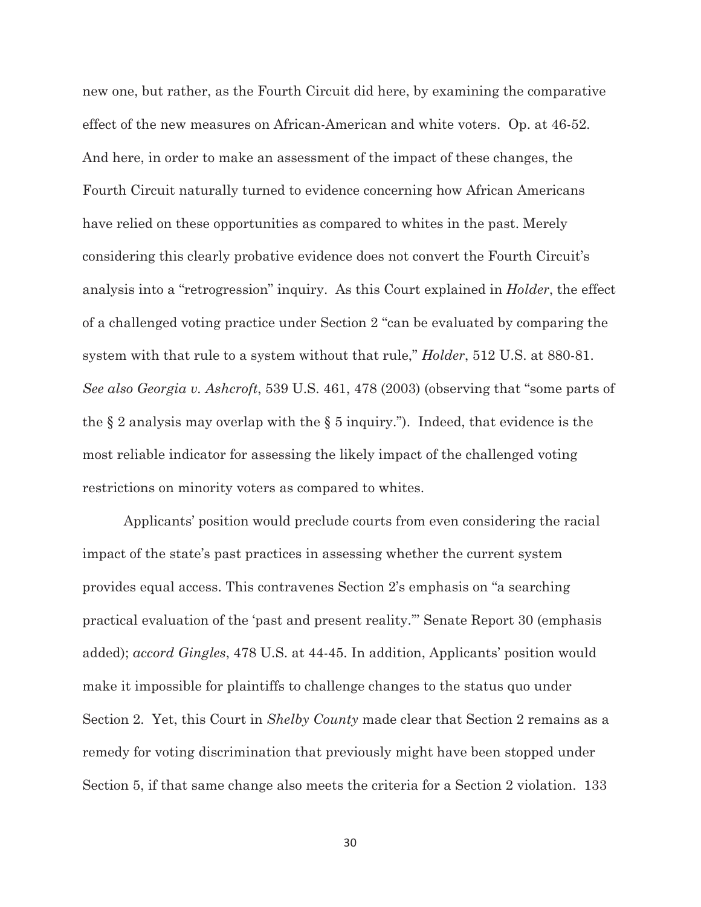new one, but rather, as the Fourth Circuit did here, by examining the comparative effect of the new measures on African-American and white voters. Op. at 46-52. And here, in order to make an assessment of the impact of these changes, the Fourth Circuit naturally turned to evidence concerning how African Americans have relied on these opportunities as compared to whites in the past. Merely considering this clearly probative evidence does not convert the Fourth Circuit's analysis into a "retrogression" inquiry. As this Court explained in *Holder*, the effect of a challenged voting practice under Section 2 "can be evaluated by comparing the system with that rule to a system without that rule," *Holder*, 512 U.S. at 880-81. *See also Georgia v. Ashcroft*, 539 U.S. 461, 478 (2003) (observing that "some parts of the § 2 analysis may overlap with the § 5 inquiry."). Indeed, that evidence is the most reliable indicator for assessing the likely impact of the challenged voting restrictions on minority voters as compared to whites.

Applicants' position would preclude courts from even considering the racial impact of the state's past practices in assessing whether the current system provides equal access. This contravenes Section 2's emphasis on "a searching practical evaluation of the 'past and present reality.'" Senate Report 30 (emphasis added); *accord Gingles*, 478 U.S. at 44-45. In addition, Applicants' position would make it impossible for plaintiffs to challenge changes to the status quo under Section 2. Yet, this Court in *Shelby County* made clear that Section 2 remains as a remedy for voting discrimination that previously might have been stopped under Section 5, if that same change also meets the criteria for a Section 2 violation. 133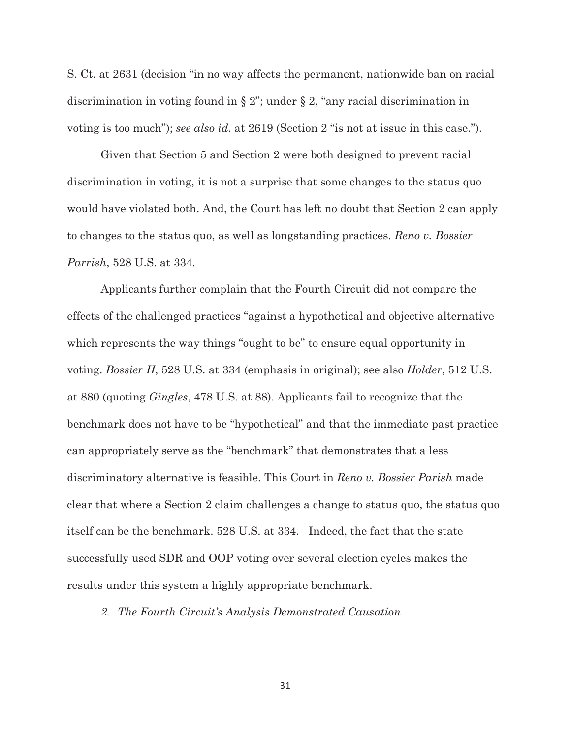S. Ct. at 2631 (decision "in no way affects the permanent, nationwide ban on racial discrimination in voting found in § 2"; under § 2, "any racial discrimination in voting is too much"); *see also id.* at 2619 (Section 2 "is not at issue in this case.").

Given that Section 5 and Section 2 were both designed to prevent racial discrimination in voting, it is not a surprise that some changes to the status quo would have violated both. And, the Court has left no doubt that Section 2 can apply to changes to the status quo, as well as longstanding practices. *Reno v. Bossier Parrish*, 528 U.S. at 334.

Applicants further complain that the Fourth Circuit did not compare the effects of the challenged practices "against a hypothetical and objective alternative which represents the way things "ought to be" to ensure equal opportunity in voting. *Bossier II*, 528 U.S. at 334 (emphasis in original); see also *Holder*, 512 U.S. at 880 (quoting *Gingles*, 478 U.S. at 88). Applicants fail to recognize that the benchmark does not have to be "hypothetical" and that the immediate past practice can appropriately serve as the "benchmark" that demonstrates that a less discriminatory alternative is feasible. This Court in *Reno v. Bossier Parish* made clear that where a Section 2 claim challenges a change to status quo, the status quo itself can be the benchmark. 528 U.S. at 334. Indeed, the fact that the state successfully used SDR and OOP voting over several election cycles makes the results under this system a highly appropriate benchmark.

*2. The Fourth Circuit's Analysis Demonstrated Causation*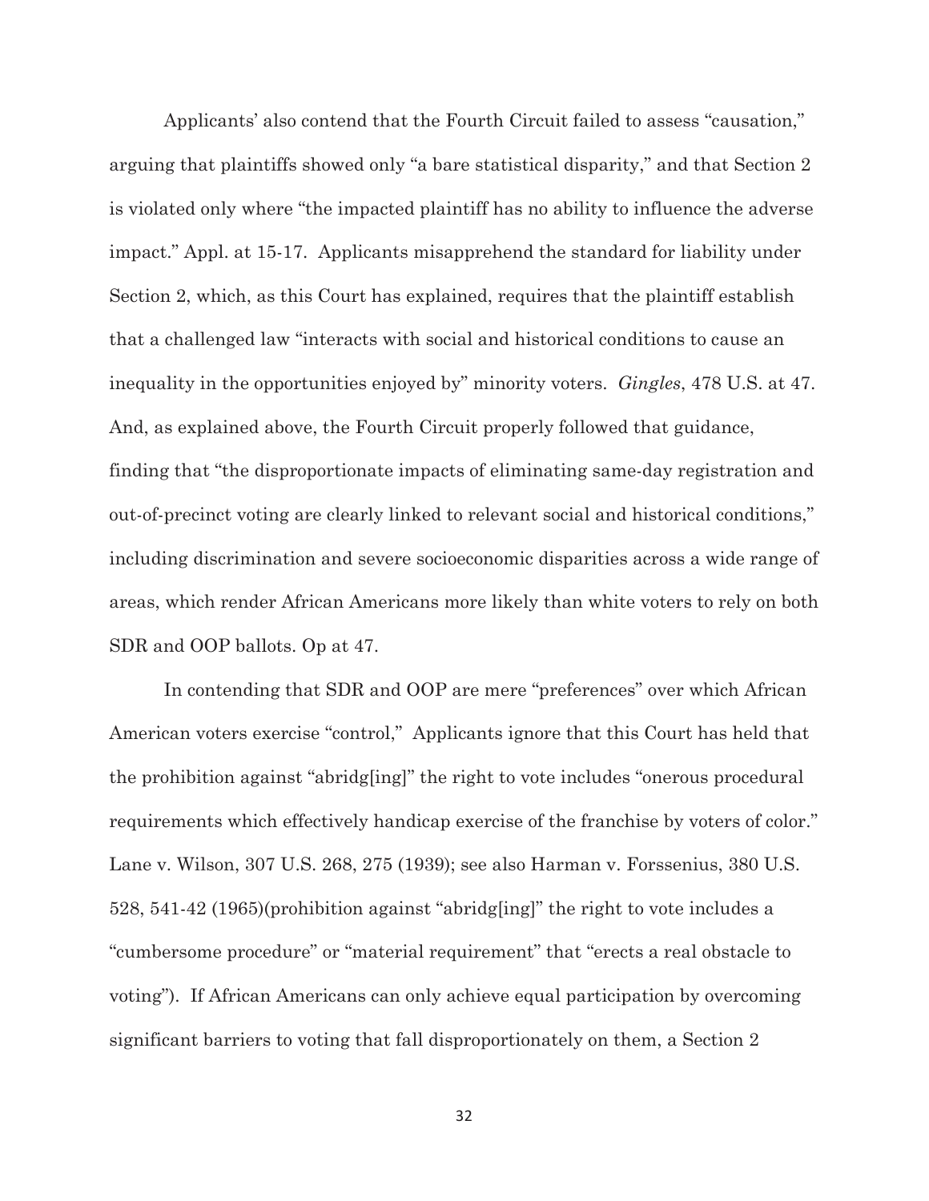Applicants' also contend that the Fourth Circuit failed to assess "causation," arguing that plaintiffs showed only "a bare statistical disparity," and that Section 2 is violated only where "the impacted plaintiff has no ability to influence the adverse impact." Appl. at 15-17. Applicants misapprehend the standard for liability under Section 2, which, as this Court has explained, requires that the plaintiff establish that a challenged law "interacts with social and historical conditions to cause an inequality in the opportunities enjoyed by" minority voters. *Gingles*, 478 U.S. at 47. And, as explained above, the Fourth Circuit properly followed that guidance, finding that "the disproportionate impacts of eliminating same-day registration and out-of-precinct voting are clearly linked to relevant social and historical conditions," including discrimination and severe socioeconomic disparities across a wide range of areas, which render African Americans more likely than white voters to rely on both SDR and OOP ballots. Op at 47.

In contending that SDR and OOP are mere "preferences" over which African American voters exercise "control," Applicants ignore that this Court has held that the prohibition against "abridg[ing]" the right to vote includes "onerous procedural requirements which effectively handicap exercise of the franchise by voters of color." Lane v. Wilson, 307 U.S. 268, 275 (1939); see also Harman v. Forssenius, 380 U.S. 528, 541-42 (1965)(prohibition against "abridg[ing]" the right to vote includes a "cumbersome procedure" or "material requirement" that "erects a real obstacle to voting"). If African Americans can only achieve equal participation by overcoming significant barriers to voting that fall disproportionately on them, a Section 2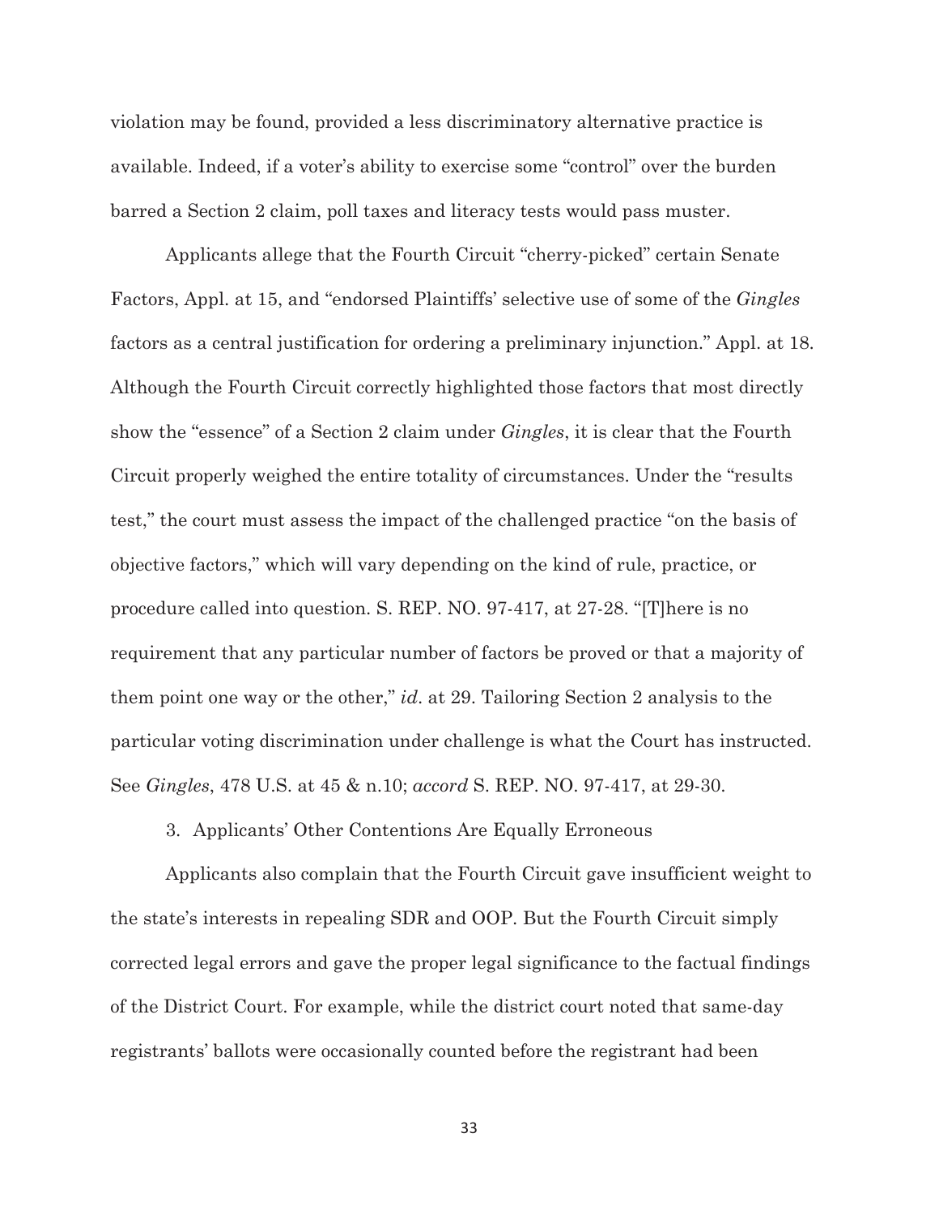violation may be found, provided a less discriminatory alternative practice is available. Indeed, if a voter's ability to exercise some "control" over the burden barred a Section 2 claim, poll taxes and literacy tests would pass muster.

Applicants allege that the Fourth Circuit "cherry-picked" certain Senate Factors, Appl. at 15, and "endorsed Plaintiffs' selective use of some of the *Gingles* factors as a central justification for ordering a preliminary injunction." Appl. at 18. Although the Fourth Circuit correctly highlighted those factors that most directly show the "essence" of a Section 2 claim under *Gingles*, it is clear that the Fourth Circuit properly weighed the entire totality of circumstances. Under the "results test," the court must assess the impact of the challenged practice "on the basis of objective factors," which will vary depending on the kind of rule, practice, or procedure called into question. S. REP. NO. 97-417, at 27-28. "[T]here is no requirement that any particular number of factors be proved or that a majority of them point one way or the other," *id*. at 29. Tailoring Section 2 analysis to the particular voting discrimination under challenge is what the Court has instructed. See *Gingles*, 478 U.S. at 45 & n.10; *accord* S. REP. NO. 97-417, at 29-30.

3. Applicants' Other Contentions Are Equally Erroneous

Applicants also complain that the Fourth Circuit gave insufficient weight to the state's interests in repealing SDR and OOP. But the Fourth Circuit simply corrected legal errors and gave the proper legal significance to the factual findings of the District Court. For example, while the district court noted that same-day registrants' ballots were occasionally counted before the registrant had been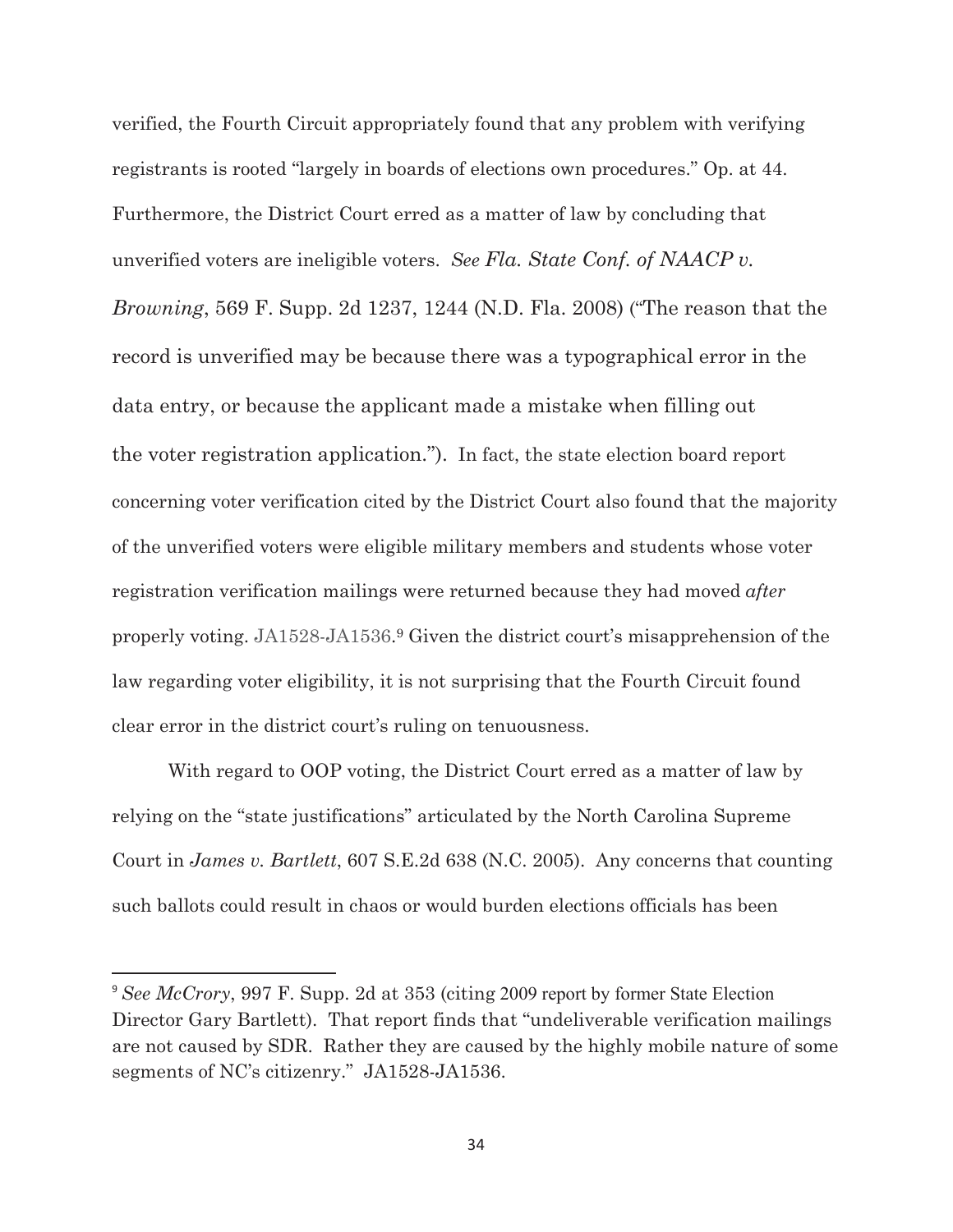verified, the Fourth Circuit appropriately found that any problem with verifying registrants is rooted "largely in boards of elections own procedures." Op. at 44. Furthermore, the District Court erred as a matter of law by concluding that unverified voters are ineligible voters. *See Fla. State Conf. of NAACP v. Browning*, 569 F. Supp. 2d 1237, 1244 (N.D. Fla. 2008) ("The reason that the record is unverified may be because there was a typographical error in the data entry, or because the applicant made a mistake when filling out the voter registration application."). In fact, the state election board report concerning voter verification cited by the District Court also found that the majority of the unverified voters were eligible military members and students whose voter registration verification mailings were returned because they had moved *after* properly voting. JA1528-JA1536.[9] Given the district court's misapprehension of the law regarding voter eligibility, it is not surprising that the Fourth Circuit found clear error in the district court's ruling on tenuousness.

With regard to OOP voting, the District Court erred as a matter of law by relying on the "state justifications" articulated by the North Carolina Supreme Court in *James v. Bartlett*, 607 S.E.2d 638 (N.C. 2005). Any concerns that counting such ballots could result in chaos or would burden elections officials has been

---

[9] *See McCrory*, 997 F. Supp. 2d at 353 (citing 2009 report by former State Election Director Gary Bartlett). That report finds that "undeliverable verification mailings are not caused by SDR. Rather they are caused by the highly mobile nature of some segments of NC's citizenry." JA1528-JA1536.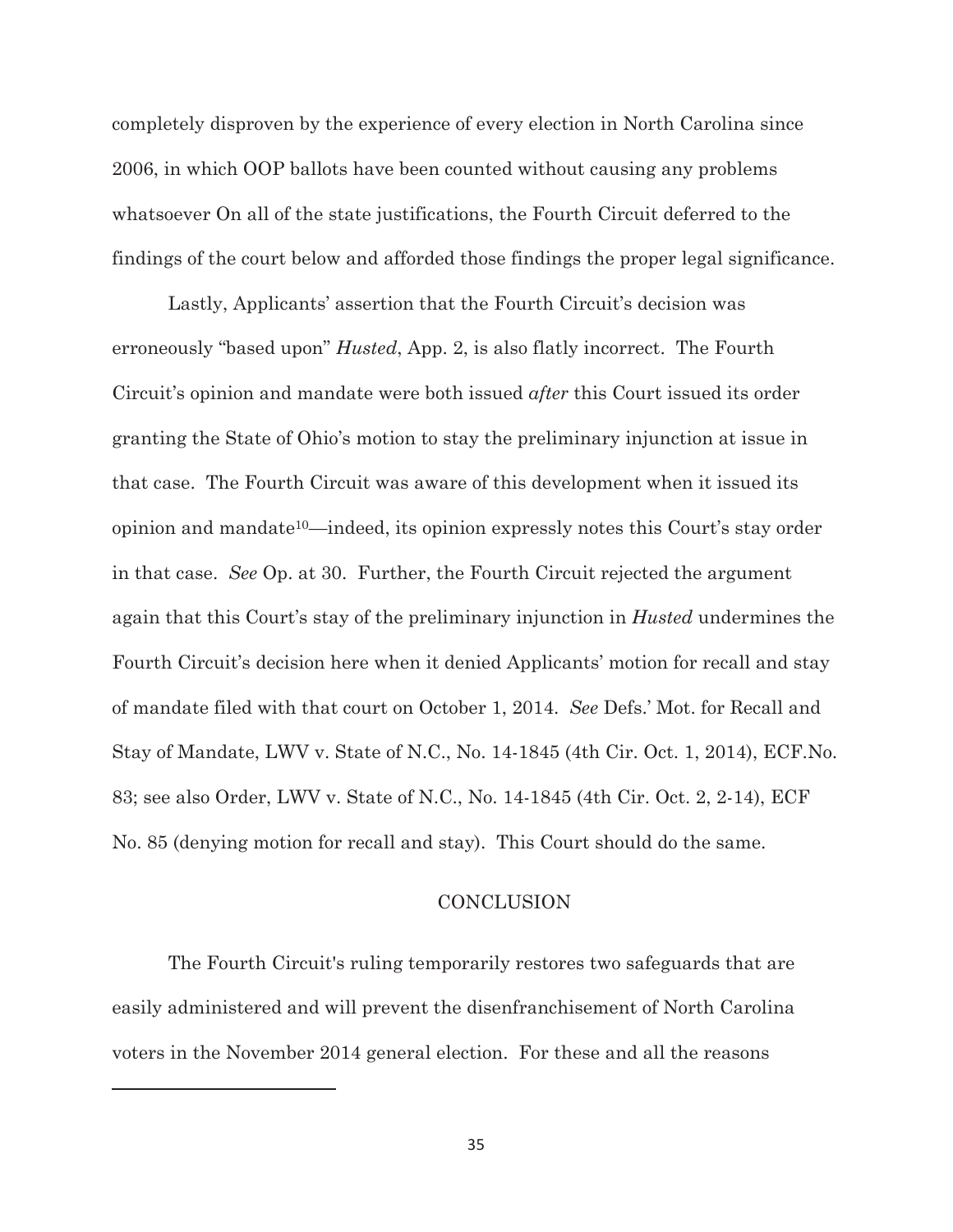completely disproven by the experience of every election in North Carolina since 2006, in which OOP ballots have been counted without causing any problems whatsoever On all of the state justifications, the Fourth Circuit deferred to the findings of the court below and afforded those findings the proper legal significance.

Lastly, Applicants' assertion that the Fourth Circuit's decision was erroneously "based upon" *Husted*, App. 2, is also flatly incorrect. The Fourth Circuit's opinion and mandate were both issued *after* this Court issued its order granting the State of Ohio's motion to stay the preliminary injunction at issue in that case. The Fourth Circuit was aware of this development when it issued its opinion and mandate[10]—indeed, its opinion expressly notes this Court's stay order in that case. *See* Op. at 30. Further, the Fourth Circuit rejected the argument again that this Court's stay of the preliminary injunction in *Husted* undermines the Fourth Circuit's decision here when it denied Applicants' motion for recall and stay of mandate filed with that court on October 1, 2014. *See* Defs.' Mot. for Recall and Stay of Mandate, LWV v. State of N.C., No. 14-1845 (4th Cir. Oct. 1, 2014), ECF.No. 83; see also Order, LWV v. State of N.C., No. 14-1845 (4th Cir. Oct. 2, 2-14), ECF No. 85 (denying motion for recall and stay). This Court should do the same.

## CONCLUSION

The Fourth Circuit's ruling temporarily restores two safeguards that are easily administered and will prevent the disenfranchisement of North Carolina voters in the November 2014 general election. For these and all the reasons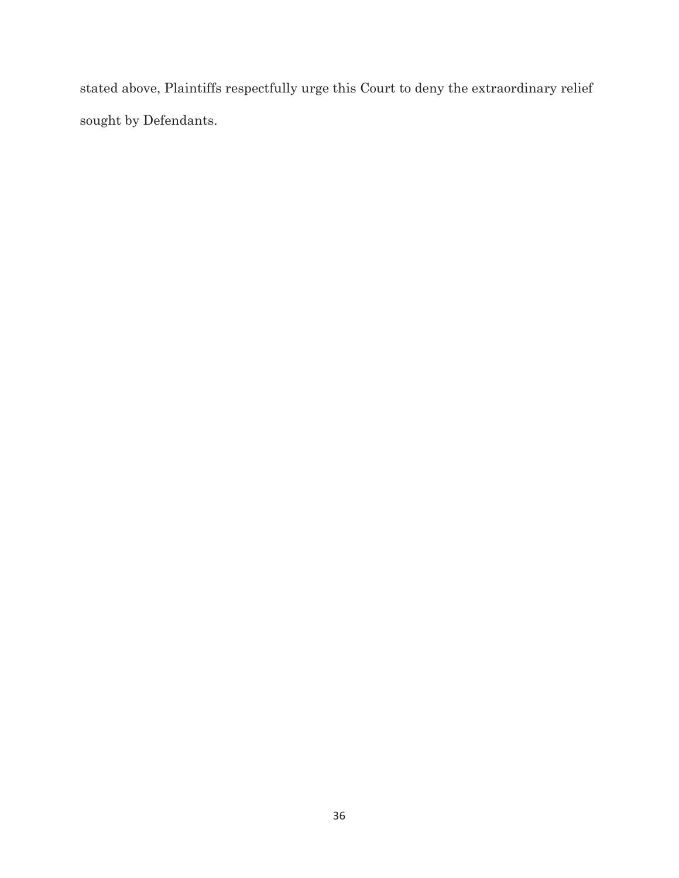stated above, Plaintiffs respectfully urge this Court to deny the extraordinary relief sought by Defendants.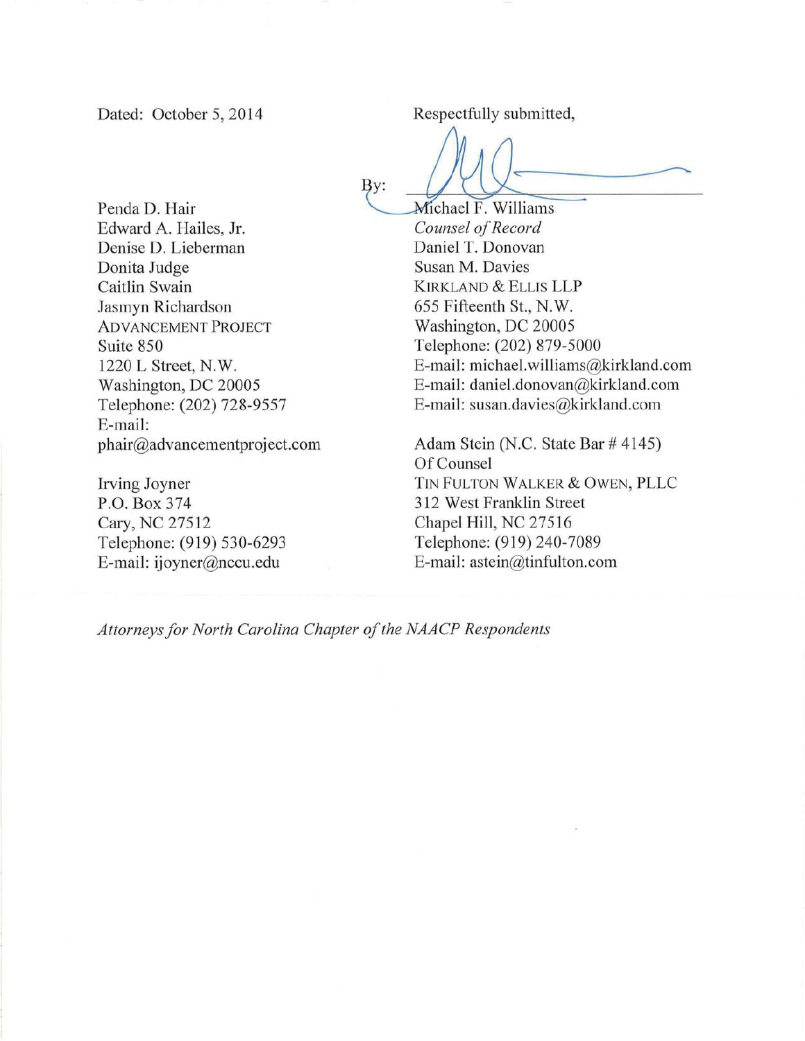Dated: October 5, 2014

Respectfully submitted,

By: ______________________________

Michael F. Williams
*Counsel of Record*
Daniel T. Donovan
Susan M. Davies
KIRKLAND & ELLIS LLP
655 Fifteenth St., N.W.
Washington, DC 20005
Telephone: (202) 879-5000
E-mail: michael.williams@kirkland.com
E-mail: daniel.donovan@kirkland.com
E-mail: susan.davies@kirkland.com

Adam Stein (N.C. State Bar # 4145)
Of Counsel
TIN FULTON WALKER & OWEN, PLLC
312 West Franklin Street
Chapel Hill, NC 27516
Telephone: (919) 240-7089
E-mail: astein@tinfulton.com

Penda D. Hair
Edward A. Hailes, Jr.
Denise D. Lieberman
Donita Judge
Caitlin Swain
Jasmyn Richardson
ADVANCEMENT PROJECT
Suite 850
1220 L Street, N.W.
Washington, DC 20005
Telephone: (202) 728-9557
E-mail:
phair@advancementproject.com

Irving Joyner
P.O. Box 374
Cary, NC 27512
Telephone: (919) 530-6293
E-mail: ijoyner@nccu.edu

*Attorneys for North Carolina Chapter of the NAACP Respondents*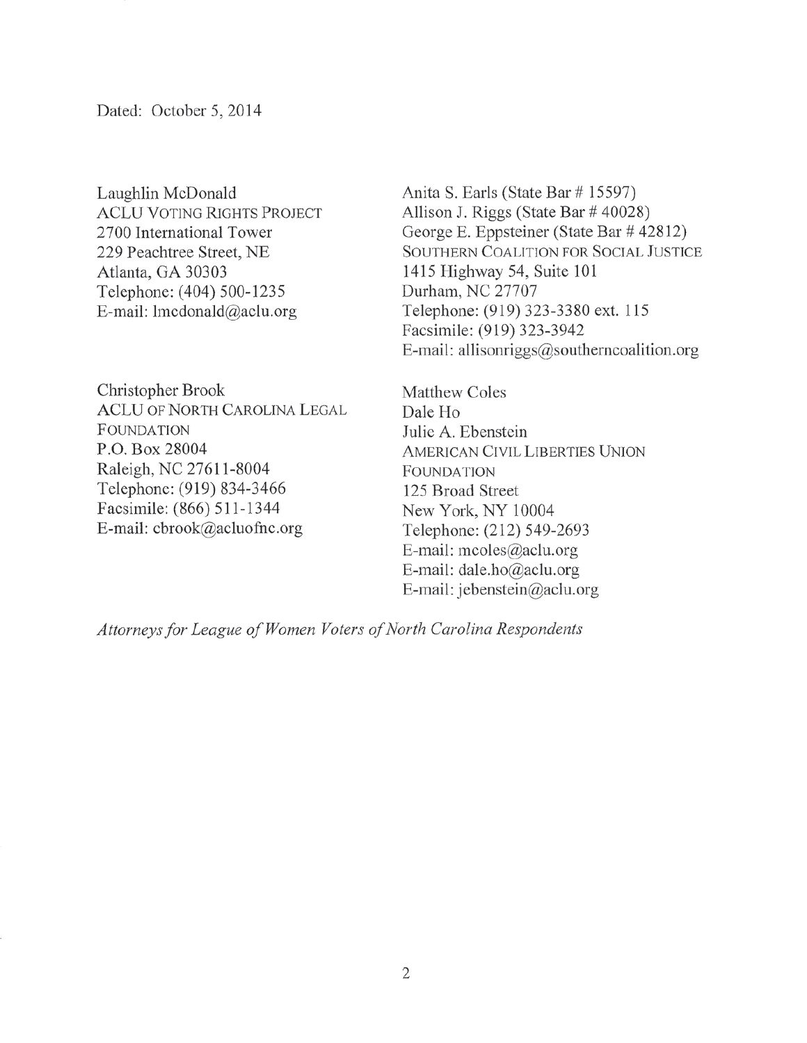Dated: October 5, 2014

Laughlin McDonald
ACLU VOTING RIGHTS PROJECT
2700 International Tower
229 Peachtree Street, NE
Atlanta, GA 30303
Telephone: (404) 500-1235
E-mail: lmcdonald@aclu.org

Christopher Brook
ACLU OF NORTH CAROLINA LEGAL FOUNDATION
P.O. Box 28004
Raleigh, NC 27611-8004
Telephone: (919) 834-3466
Facsimile: (866) 511-1344
E-mail: cbrook@acluofnc.org

Anita S. Earls (State Bar # 15597)
Allison J. Riggs (State Bar # 40028)
George E. Eppsteiner (State Bar # 42812)
SOUTHERN COALITION FOR SOCIAL JUSTICE
1415 Highway 54, Suite 101
Durham, NC 27707
Telephone: (919) 323-3380 ext. 115
Facsimile: (919) 323-3942
E-mail: allisonriggs@southerncoalition.org

Matthew Coles
Dale Ho
Julie A. Ebenstein
AMERICAN CIVIL LIBERTIES UNION FOUNDATION
125 Broad Street
New York, NY 10004
Telephone: (212) 549-2693
E-mail: mcoles@aclu.org
E-mail: dale.ho@aclu.org
E-mail: jebenstein@aclu.org

*Attorneys for League of Women Voters of North Carolina Respondents*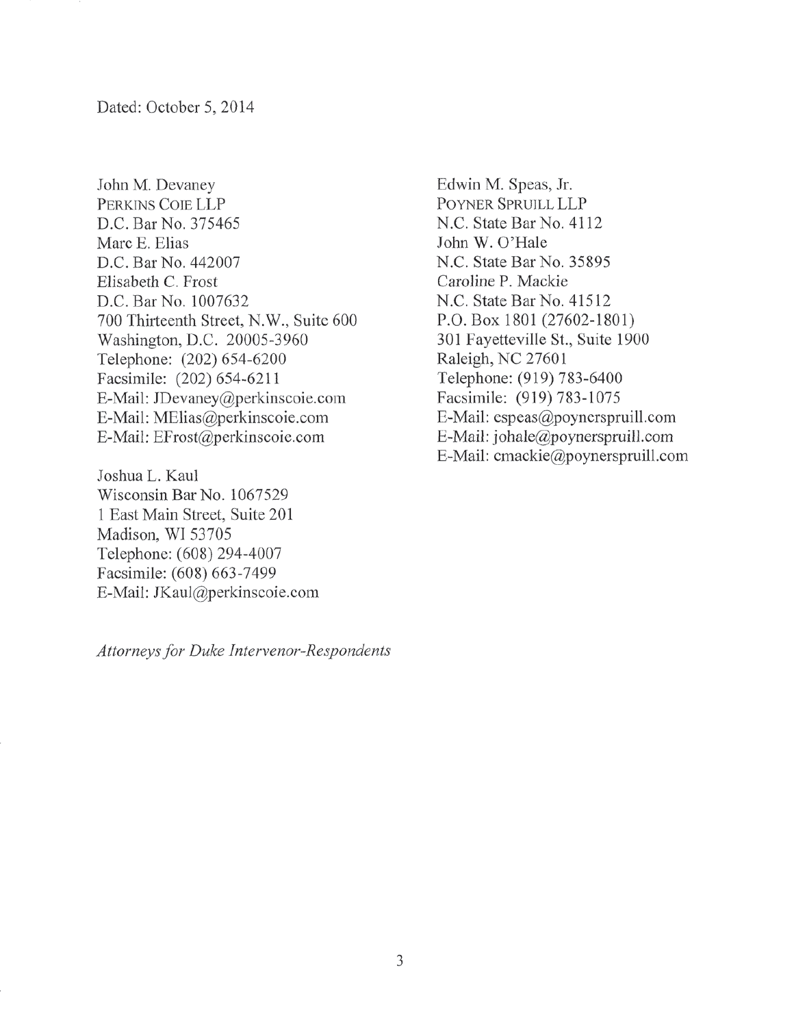Dated: October 5, 2014

John M. Devaney
PERKINS COIE LLP
D.C. Bar No. 375465
Marc E. Elias
D.C. Bar No. 442007
Elisabeth C. Frost
D.C. Bar No. 1007632
700 Thirteenth Street, N.W., Suite 600
Washington, D.C. 20005-3960
Telephone: (202) 654-6200
Facsimile: (202) 654-6211
E-Mail: JDevaney@perkinscoie.com
E-Mail: MElias@perkinscoie.com
E-Mail: EFrost@perkinscoie.com

Joshua L. Kaul
Wisconsin Bar No. 1067529
1 East Main Street, Suite 201
Madison, WI 53705
Telephone: (608) 294-4007
Facsimile: (608) 663-7499
E-Mail: JKaul@perkinscoie.com

Edwin M. Speas, Jr.
POYNER SPRUILL LLP
N.C. State Bar No. 4112
John W. O'Hale
N.C. State Bar No. 35895
Caroline P. Mackie
N.C. State Bar No. 41512
P.O. Box 1801 (27602-1801)
301 Fayetteville St., Suite 1900
Raleigh, NC 27601
Telephone: (919) 783-6400
Facsimile: (919) 783-1075
E-Mail: espeas@poynerspruill.com
E-Mail: johale@poynerspruill.com
E-Mail: cmackie@poynerspruill.com

*Attorneys for Duke Intervenor-Respondents*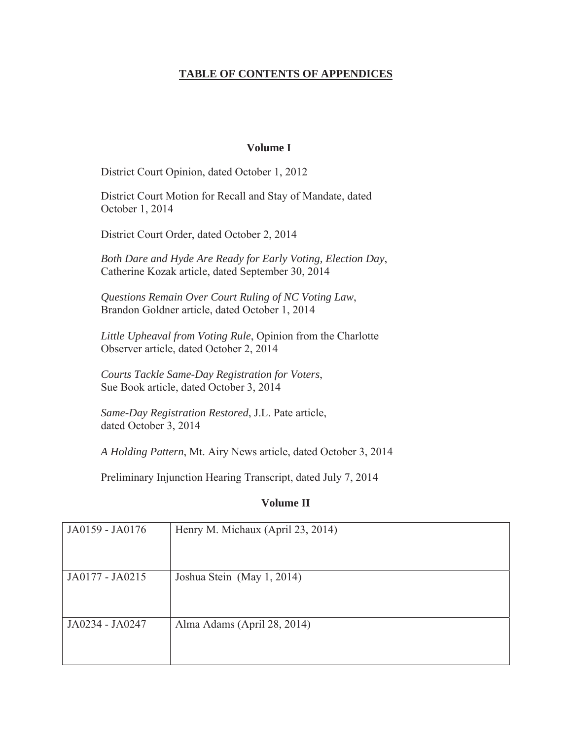## TABLE OF CONTENTS OF APPENDICES

### Volume I

District Court Opinion, dated October 1, 2012

District Court Motion for Recall and Stay of Mandate, dated October 1, 2014

District Court Order, dated October 2, 2014

*Both Dare and Hyde Are Ready for Early Voting, Election Day*, Catherine Kozak article, dated September 30, 2014

*Questions Remain Over Court Ruling of NC Voting Law*, Brandon Goldner article, dated October 1, 2014

*Little Upheaval from Voting Rule*, Opinion from the Charlotte Observer article, dated October 2, 2014

*Courts Tackle Same-Day Registration for Voters*, Sue Book article, dated October 3, 2014

*Same-Day Registration Restored*, J.L. Pate article, dated October 3, 2014

*A Holding Pattern*, Mt. Airy News article, dated October 3, 2014

Preliminary Injunction Hearing Transcript, dated July 7, 2014

### Volume II

| | |
|---|---|
| JA0159 - JA0176 | Henry M. Michaux (April 23, 2014) |
| JA0177 - JA0215 | Joshua Stein (May 1, 2014) |
| JA0234 - JA0247 | Alma Adams (April 28, 2014) |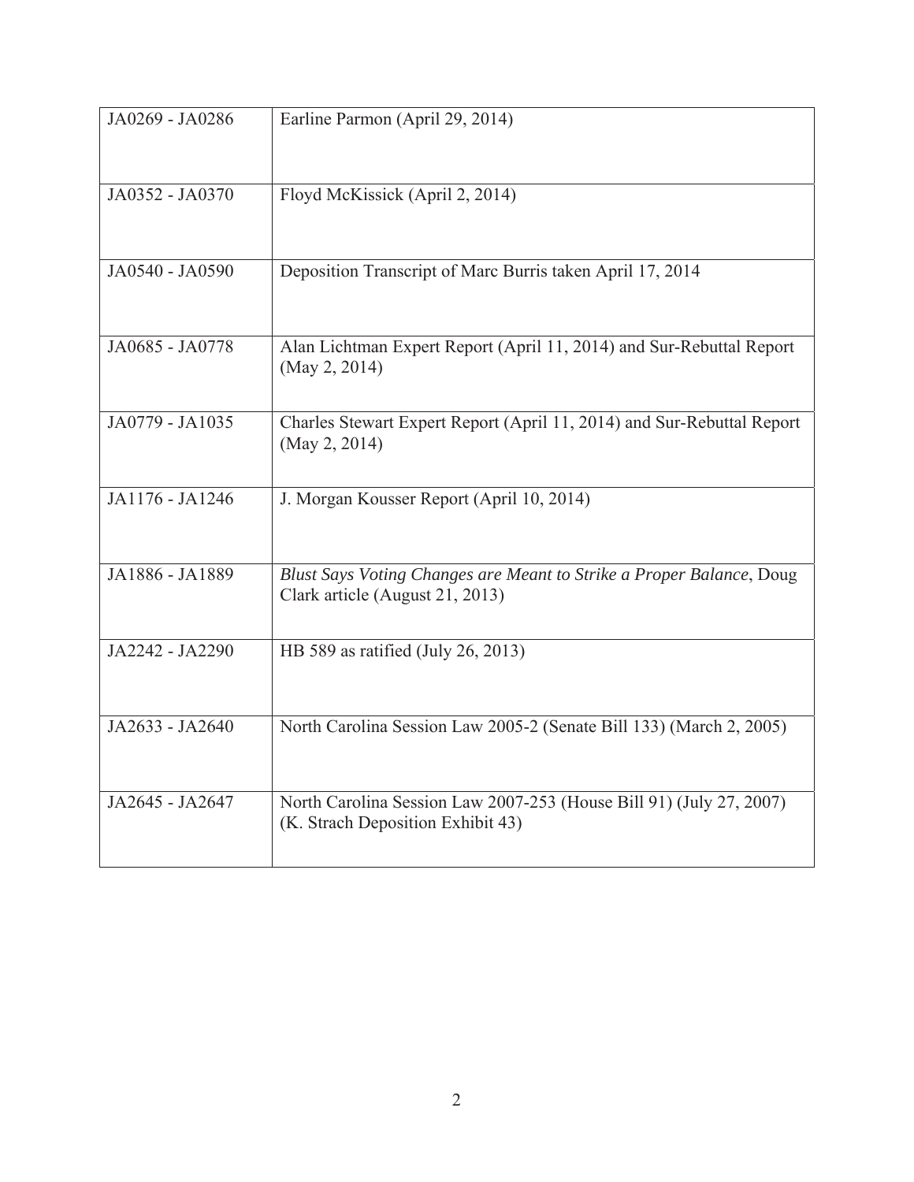| | |
|---|---|
| JA0269 - JA0286 | Earline Parmon (April 29, 2014) |
| JA0352 - JA0370 | Floyd McKissick (April 2, 2014) |
| JA0540 - JA0590 | Deposition Transcript of Marc Burris taken April 17, 2014 |
| JA0685 - JA0778 | Alan Lichtman Expert Report (April 11, 2014) and Sur-Rebuttal Report (May 2, 2014) |
| JA0779 - JA1035 | Charles Stewart Expert Report (April 11, 2014) and Sur-Rebuttal Report (May 2, 2014) |
| JA1176 - JA1246 | J. Morgan Kousser Report (April 10, 2014) |
| JA1886 - JA1889 | *Blust Says Voting Changes are Meant to Strike a Proper Balance*, Doug Clark article (August 21, 2013) |
| JA2242 - JA2290 | HB 589 as ratified (July 26, 2013) |
| JA2633 - JA2640 | North Carolina Session Law 2005-2 (Senate Bill 133) (March 2, 2005) |
| JA2645 - JA2647 | North Carolina Session Law 2007-253 (House Bill 91) (July 27, 2007) (K. Strach Deposition Exhibit 43) |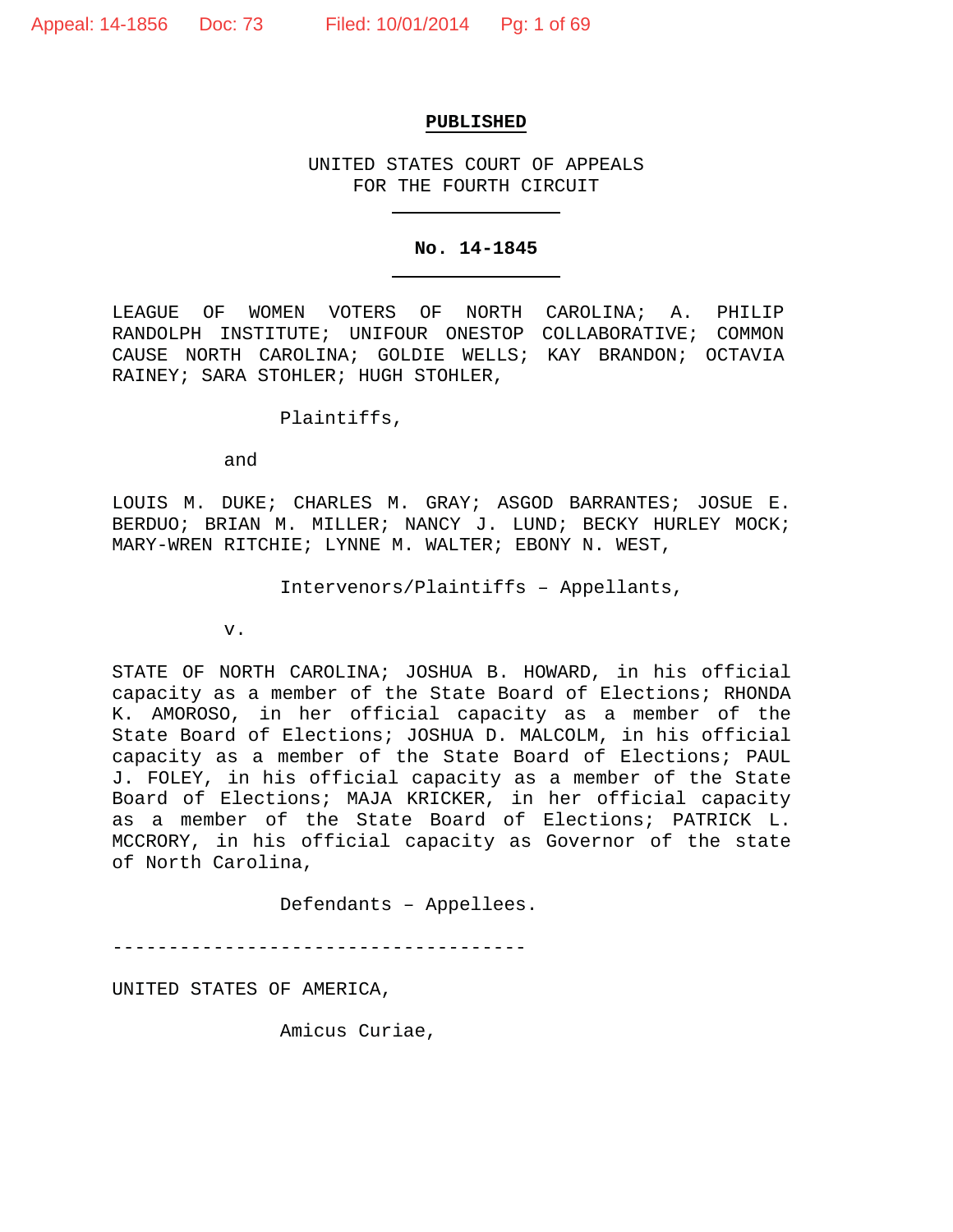**PUBLISHED**

UNITED STATES COURT OF APPEALS
FOR THE FOURTH CIRCUIT

---

**No. 14-1845**

---

LEAGUE OF WOMEN VOTERS OF NORTH CAROLINA; A. PHILIP RANDOLPH INSTITUTE; UNIFOUR ONESTOP COLLABORATIVE; COMMON CAUSE NORTH CAROLINA; GOLDIE WELLS; KAY BRANDON; OCTAVIA RAINEY; SARA STOHLER; HUGH STOHLER,

Plaintiffs,

and

LOUIS M. DUKE; CHARLES M. GRAY; ASGOD BARRANTES; JOSUE E. BERDUO; BRIAN M. MILLER; NANCY J. LUND; BECKY HURLEY MOCK; MARY-WREN RITCHIE; LYNNE M. WALTER; EBONY N. WEST,

Intervenors/Plaintiffs – Appellants,

v.

STATE OF NORTH CAROLINA; JOSHUA B. HOWARD, in his official capacity as a member of the State Board of Elections; RHONDA K. AMOROSO, in her official capacity as a member of the State Board of Elections; JOSHUA D. MALCOLM, in his official capacity as a member of the State Board of Elections; PAUL J. FOLEY, in his official capacity as a member of the State Board of Elections; MAJA KRICKER, in her official capacity as a member of the State Board of Elections; PATRICK L. MCCRORY, in his official capacity as Governor of the state of North Carolina,

Defendants – Appellees.

------------------------------------

UNITED STATES OF AMERICA,

Amicus Curiae,